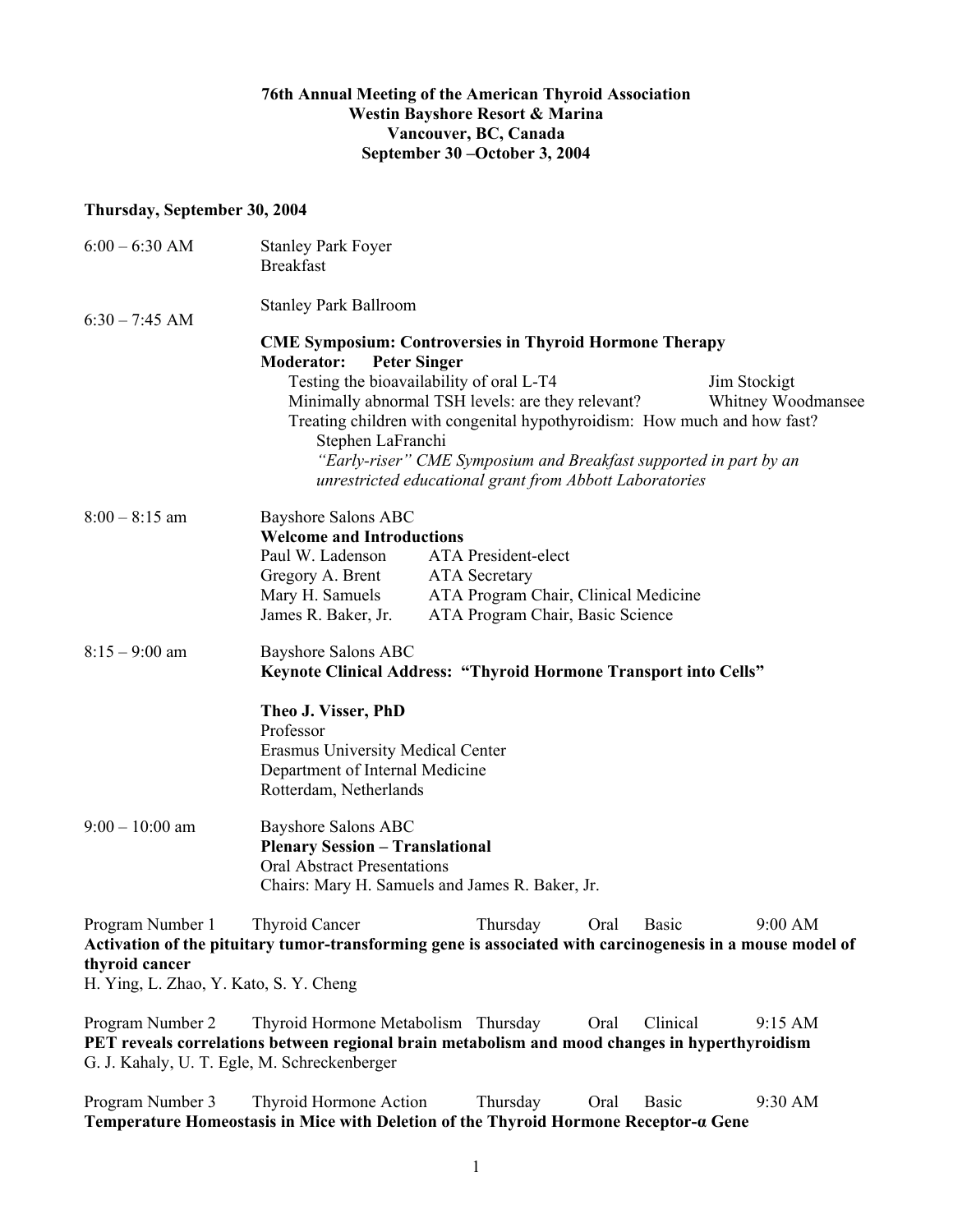# 76th Annual Meeting of the American Thyroid Association
## Westin Bayshore Resort & Marina
## Vancouver, BC, Canada
## September 30 –October 3, 2004

### Thursday, September 30, 2004

6:00 – 6:30 AM

Stanley Park Foyer
Breakfast

6:30 – 7:45 AM

Stanley Park Ballroom

**CME Symposium: Controversies in Thyroid Hormone Therapy**
**Moderator: Peter Singer**

Testing the bioavailability of oral L-T4 — Jim Stockigt
Minimally abnormal TSH levels: are they relevant? — Whitney Woodmansee
Treating children with congenital hypothyroidism: How much and how fast? — Stephen LaFranchi

*"Early-riser" CME Symposium and Breakfast supported in part by an unrestricted educational grant from Abbott Laboratories*

8:00 – 8:15 am

Bayshore Salons ABC
**Welcome and Introductions**

| | |
|---|---|
| Paul W. Ladenson | ATA President-elect |
| Gregory A. Brent | ATA Secretary |
| Mary H. Samuels | ATA Program Chair, Clinical Medicine |
| James R. Baker, Jr. | ATA Program Chair, Basic Science |

8:15 – 9:00 am

Bayshore Salons ABC
**Keynote Clinical Address: "Thyroid Hormone Transport into Cells"**

**Theo J. Visser, PhD**
Professor
Erasmus University Medical Center
Department of Internal Medicine
Rotterdam, Netherlands

9:00 – 10:00 am

Bayshore Salons ABC
**Plenary Session – Translational**
Oral Abstract Presentations
Chairs: Mary H. Samuels and James R. Baker, Jr.

Program Number 1 Thyroid Cancer Thursday Oral Basic 9:00 AM
**Activation of the pituitary tumor-transforming gene is associated with carcinogenesis in a mouse model of thyroid cancer**
H. Ying, L. Zhao, Y. Kato, S. Y. Cheng

Program Number 2 Thyroid Hormone Metabolism Thursday Oral Clinical 9:15 AM
**PET reveals correlations between regional brain metabolism and mood changes in hyperthyroidism**
G. J. Kahaly, U. T. Egle, M. Schreckenberger

Program Number 3 Thyroid Hormone Action Thursday Oral Basic 9:30 AM
**Temperature Homeostasis in Mice with Deletion of the Thyroid Hormone Receptor-α Gene**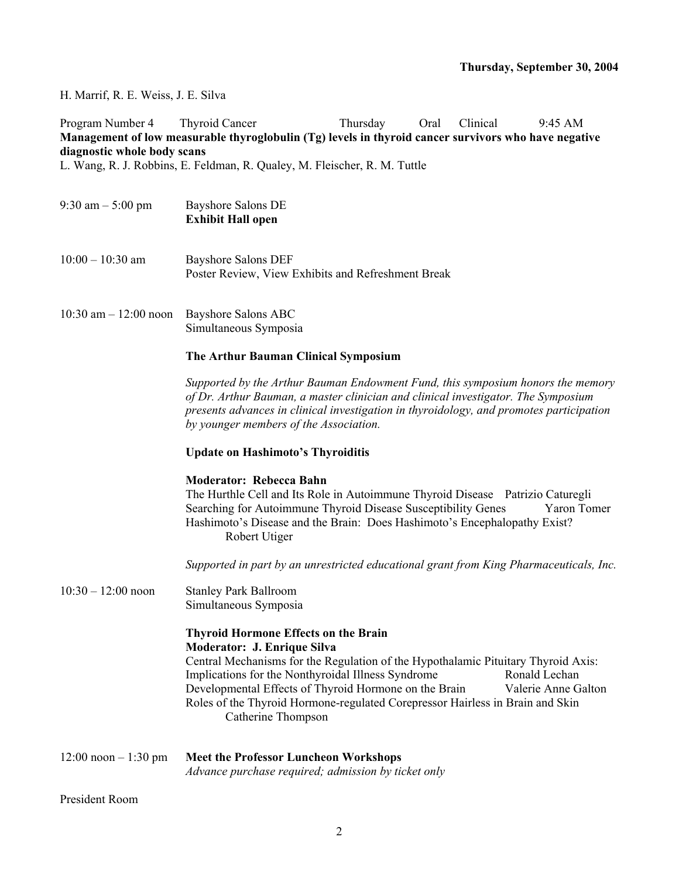**Thursday, September 30, 2004**

H. Marrif, R. E. Weiss, J. E. Silva

Program Number 4 Thyroid Cancer Thursday Oral Clinical 9:45 AM

**Management of low measurable thyroglobulin (Tg) levels in thyroid cancer survivors who have negative diagnostic whole body scans**

L. Wang, R. J. Robbins, E. Feldman, R. Qualey, M. Fleischer, R. M. Tuttle

9:30 am – 5:00 pm Bayshore Salons DE
**Exhibit Hall open**

10:00 – 10:30 am Bayshore Salons DEF
Poster Review, View Exhibits and Refreshment Break

10:30 am – 12:00 noon Bayshore Salons ABC
Simultaneous Symposia

**The Arthur Bauman Clinical Symposium**

*Supported by the Arthur Bauman Endowment Fund, this symposium honors the memory of Dr. Arthur Bauman, a master clinician and clinical investigator. The Symposium presents advances in clinical investigation in thyroidology, and promotes participation by younger members of the Association.*

**Update on Hashimoto's Thyroiditis**

**Moderator: Rebecca Bahn**

The Hurthle Cell and Its Role in Autoimmune Thyroid Disease Patrizio Caturegli
Searching for Autoimmune Thyroid Disease Susceptibility Genes Yaron Tomer
Hashimoto's Disease and the Brain: Does Hashimoto's Encephalopathy Exist? Robert Utiger

*Supported in part by an unrestricted educational grant from King Pharmaceuticals, Inc.*

10:30 – 12:00 noon Stanley Park Ballroom
Simultaneous Symposia

**Thyroid Hormone Effects on the Brain**
**Moderator: J. Enrique Silva**

Central Mechanisms for the Regulation of the Hypothalamic Pituitary Thyroid Axis: Implications for the Nonthyroidal Illness Syndrome Ronald Lechan
Developmental Effects of Thyroid Hormone on the Brain Valerie Anne Galton
Roles of the Thyroid Hormone-regulated Corepressor Hairless in Brain and Skin Catherine Thompson

12:00 noon – 1:30 pm **Meet the Professor Luncheon Workshops**
*Advance purchase required; admission by ticket only*

President Room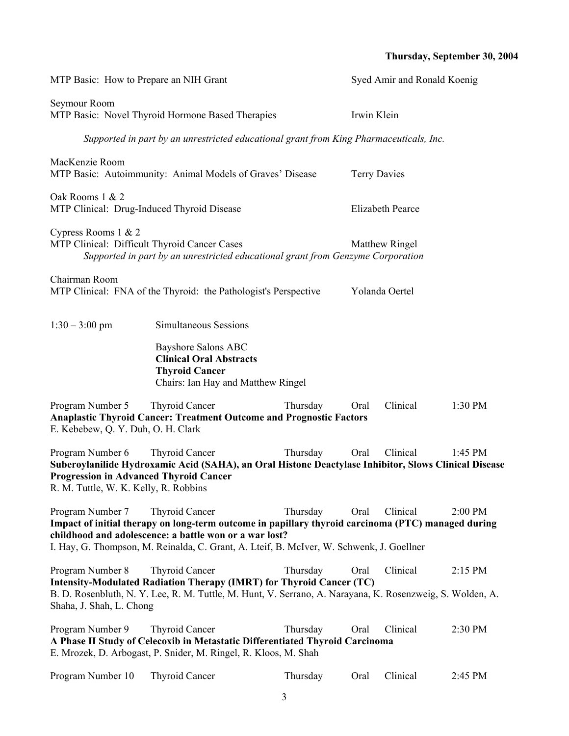**Thursday, September 30, 2004**

MTP Basic: How to Prepare an NIH Grant — Syed Amir and Ronald Koenig

Seymour Room
MTP Basic: Novel Thyroid Hormone Based Therapies — Irwin Klein

*Supported in part by an unrestricted educational grant from King Pharmaceuticals, Inc.*

MacKenzie Room
MTP Basic: Autoimmunity: Animal Models of Graves' Disease — Terry Davies

Oak Rooms 1 & 2
MTP Clinical: Drug-Induced Thyroid Disease — Elizabeth Pearce

Cypress Rooms 1 & 2
MTP Clinical: Difficult Thyroid Cancer Cases — Matthew Ringel
*Supported in part by an unrestricted educational grant from Genzyme Corporation*

Chairman Room
MTP Clinical: FNA of the Thyroid: the Pathologist's Perspective — Yolanda Oertel

1:30 – 3:00 pm — Simultaneous Sessions

Bayshore Salons ABC
**Clinical Oral Abstracts**
**Thyroid Cancer**
Chairs: Ian Hay and Matthew Ringel

Program Number 5 — Thyroid Cancer — Thursday — Oral — Clinical — 1:30 PM
**Anaplastic Thyroid Cancer: Treatment Outcome and Prognostic Factors**
E. Kebebew, Q. Y. Duh, O. H. Clark

Program Number 6 — Thyroid Cancer — Thursday — Oral — Clinical — 1:45 PM
**Suberoylanilide Hydroxamic Acid (SAHA), an Oral Histone Deactylase Inhibitor, Slows Clinical Disease Progression in Advanced Thyroid Cancer**
R. M. Tuttle, W. K. Kelly, R. Robbins

Program Number 7 — Thyroid Cancer — Thursday — Oral — Clinical — 2:00 PM
**Impact of initial therapy on long-term outcome in papillary thyroid carcinoma (PTC) managed during childhood and adolescence: a battle won or a war lost?**
I. Hay, G. Thompson, M. Reinalda, C. Grant, A. Lteif, B. McIver, W. Schwenk, J. Goellner

Program Number 8 — Thyroid Cancer — Thursday — Oral — Clinical — 2:15 PM
**Intensity-Modulated Radiation Therapy (IMRT) for Thyroid Cancer (TC)**
B. D. Rosenbluth, N. Y. Lee, R. M. Tuttle, M. Hunt, V. Serrano, A. Narayana, K. Rosenzweig, S. Wolden, A. Shaha, J. Shah, L. Chong

Program Number 9 — Thyroid Cancer — Thursday — Oral — Clinical — 2:30 PM
**A Phase II Study of Celecoxib in Metastatic Differentiated Thyroid Carcinoma**
E. Mrozek, D. Arbogast, P. Snider, M. Ringel, R. Kloos, M. Shah

Program Number 10 — Thyroid Cancer — Thursday — Oral — Clinical — 2:45 PM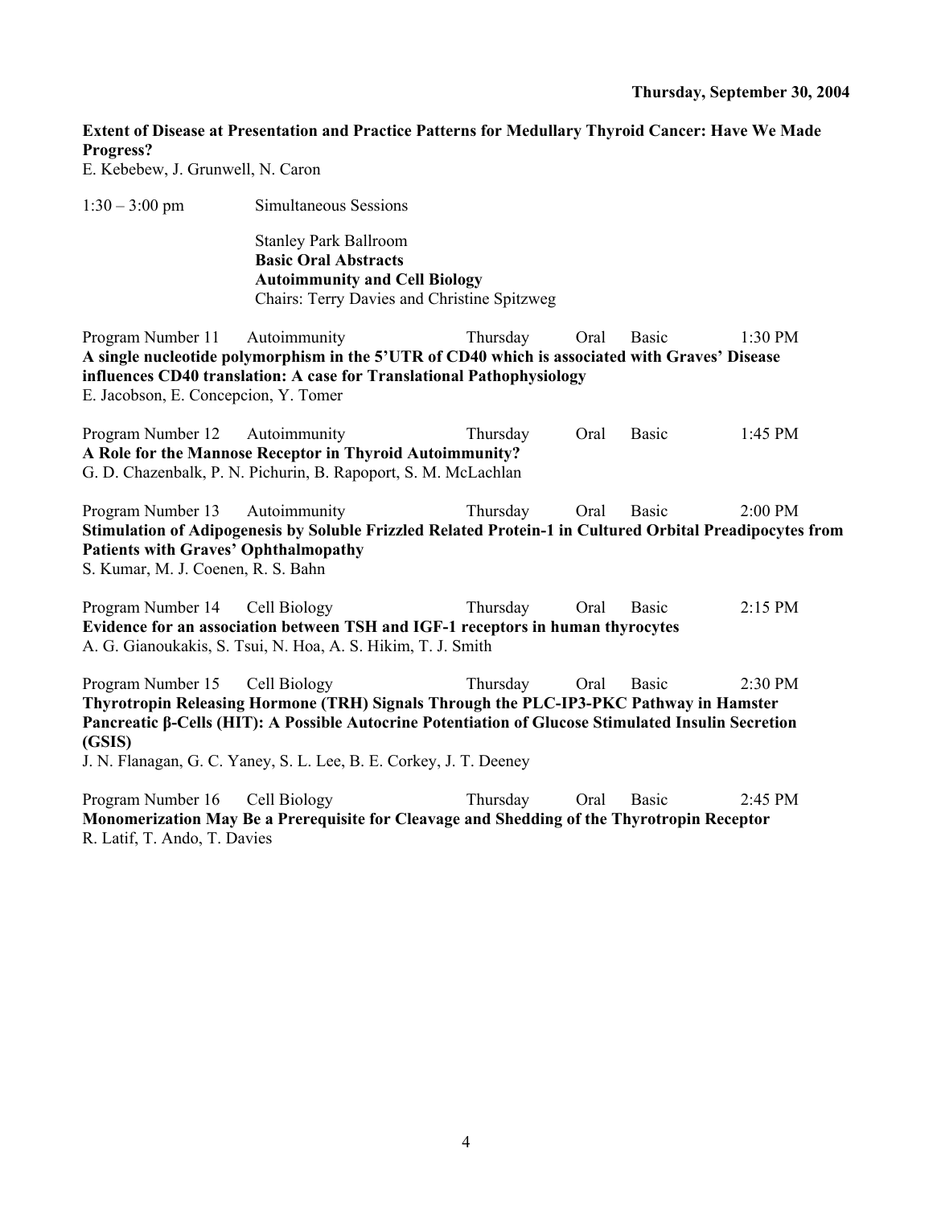**Thursday, September 30, 2004**

**Extent of Disease at Presentation and Practice Patterns for Medullary Thyroid Cancer: Have We Made Progress?**
E. Kebebew, J. Grunwell, N. Caron

1:30 – 3:00 pm Simultaneous Sessions

Stanley Park Ballroom
**Basic Oral Abstracts**
**Autoimmunity and Cell Biology**
Chairs: Terry Davies and Christine Spitzweg

Program Number 11 Autoimmunity Thursday Oral Basic 1:30 PM
**A single nucleotide polymorphism in the 5'UTR of CD40 which is associated with Graves' Disease influences CD40 translation: A case for Translational Pathophysiology**
E. Jacobson, E. Concepcion, Y. Tomer

Program Number 12 Autoimmunity Thursday Oral Basic 1:45 PM
**A Role for the Mannose Receptor in Thyroid Autoimmunity?**
G. D. Chazenbalk, P. N. Pichurin, B. Rapoport, S. M. McLachlan

Program Number 13 Autoimmunity Thursday Oral Basic 2:00 PM
**Stimulation of Adipogenesis by Soluble Frizzled Related Protein-1 in Cultured Orbital Preadipocytes from Patients with Graves' Ophthalmopathy**
S. Kumar, M. J. Coenen, R. S. Bahn

Program Number 14 Cell Biology Thursday Oral Basic 2:15 PM
**Evidence for an association between TSH and IGF-1 receptors in human thyrocytes**
A. G. Gianoukakis, S. Tsui, N. Hoa, A. S. Hikim, T. J. Smith

Program Number 15 Cell Biology Thursday Oral Basic 2:30 PM
**Thyrotropin Releasing Hormone (TRH) Signals Through the PLC-IP3-PKC Pathway in Hamster Pancreatic β-Cells (HIT): A Possible Autocrine Potentiation of Glucose Stimulated Insulin Secretion (GSIS)**
J. N. Flanagan, G. C. Yaney, S. L. Lee, B. E. Corkey, J. T. Deeney

Program Number 16 Cell Biology Thursday Oral Basic 2:45 PM
**Monomerization May Be a Prerequisite for Cleavage and Shedding of the Thyrotropin Receptor**
R. Latif, T. Ando, T. Davies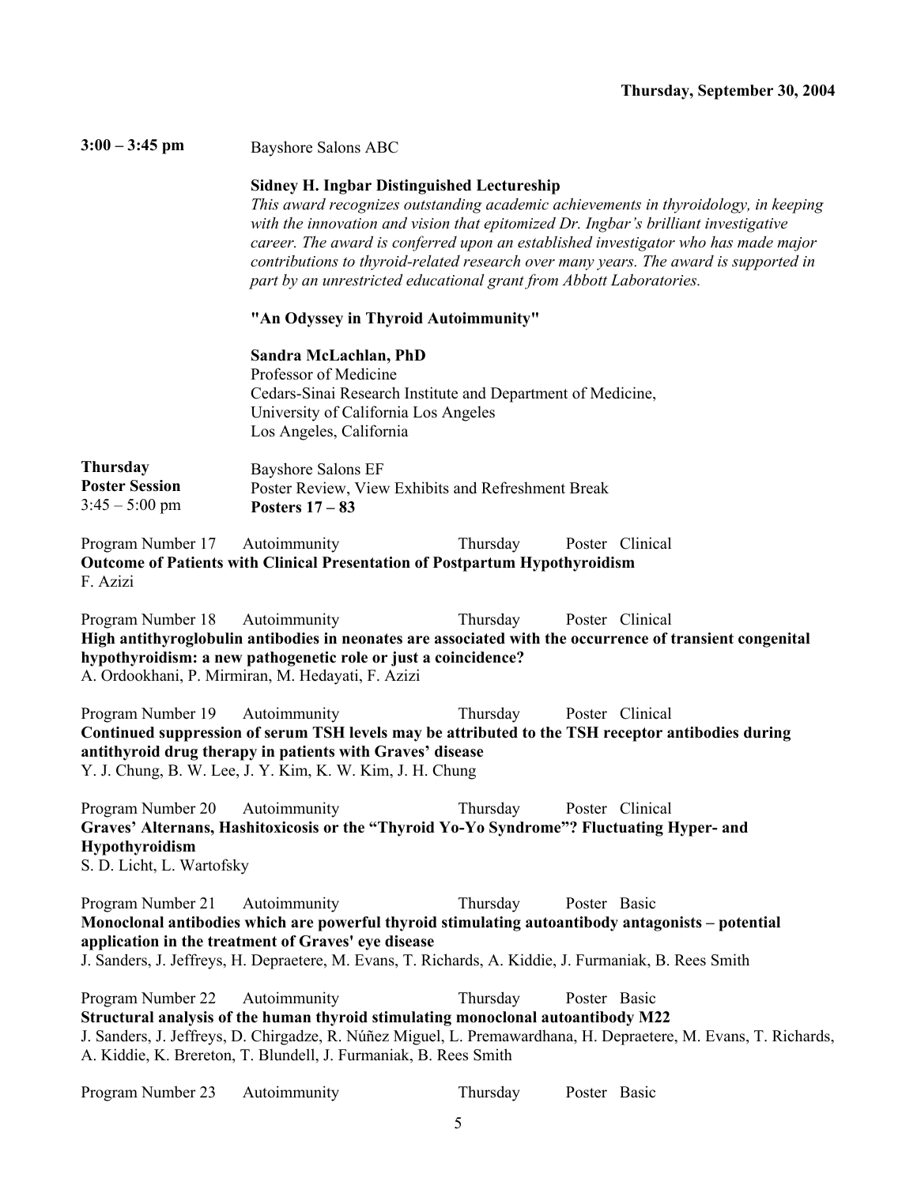**Thursday, September 30, 2004**

**3:00 – 3:45 pm** Bayshore Salons ABC

**Sidney H. Ingbar Distinguished Lectureship**

*This award recognizes outstanding academic achievements in thyroidology, in keeping with the innovation and vision that epitomized Dr. Ingbar's brilliant investigative career. The award is conferred upon an established investigator who has made major contributions to thyroid-related research over many years. The award is supported in part by an unrestricted educational grant from Abbott Laboratories.*

**"An Odyssey in Thyroid Autoimmunity"**

**Sandra McLachlan, PhD**
Professor of Medicine
Cedars-Sinai Research Institute and Department of Medicine,
University of California Los Angeles
Los Angeles, California

**Thursday Poster Session**
3:45 – 5:00 pm

Bayshore Salons EF
Poster Review, View Exhibits and Refreshment Break
**Posters 17 – 83**

Program Number 17 Autoimmunity Thursday Poster Clinical
**Outcome of Patients with Clinical Presentation of Postpartum Hypothyroidism**
F. Azizi

Program Number 18 Autoimmunity Thursday Poster Clinical
**High antithyroglobulin antibodies in neonates are associated with the occurrence of transient congenital hypothyroidism: a new pathogenetic role or just a coincidence?**
A. Ordookhani, P. Mirmiran, M. Hedayati, F. Azizi

Program Number 19 Autoimmunity Thursday Poster Clinical
**Continued suppression of serum TSH levels may be attributed to the TSH receptor antibodies during antithyroid drug therapy in patients with Graves' disease**
Y. J. Chung, B. W. Lee, J. Y. Kim, K. W. Kim, J. H. Chung

Program Number 20 Autoimmunity Thursday Poster Clinical
**Graves' Alternans, Hashitoxicosis or the "Thyroid Yo-Yo Syndrome"? Fluctuating Hyper- and Hypothyroidism**
S. D. Licht, L. Wartofsky

Program Number 21 Autoimmunity Thursday Poster Basic
**Monoclonal antibodies which are powerful thyroid stimulating autoantibody antagonists – potential application in the treatment of Graves' eye disease**
J. Sanders, J. Jeffreys, H. Depraetere, M. Evans, T. Richards, A. Kiddie, J. Furmaniak, B. Rees Smith

Program Number 22 Autoimmunity Thursday Poster Basic
**Structural analysis of the human thyroid stimulating monoclonal autoantibody M22**
J. Sanders, J. Jeffreys, D. Chirgadze, R. Núñez Miguel, L. Premawardhana, H. Depraetere, M. Evans, T. Richards, A. Kiddie, K. Brereton, T. Blundell, J. Furmaniak, B. Rees Smith

Program Number 23 Autoimmunity Thursday Poster Basic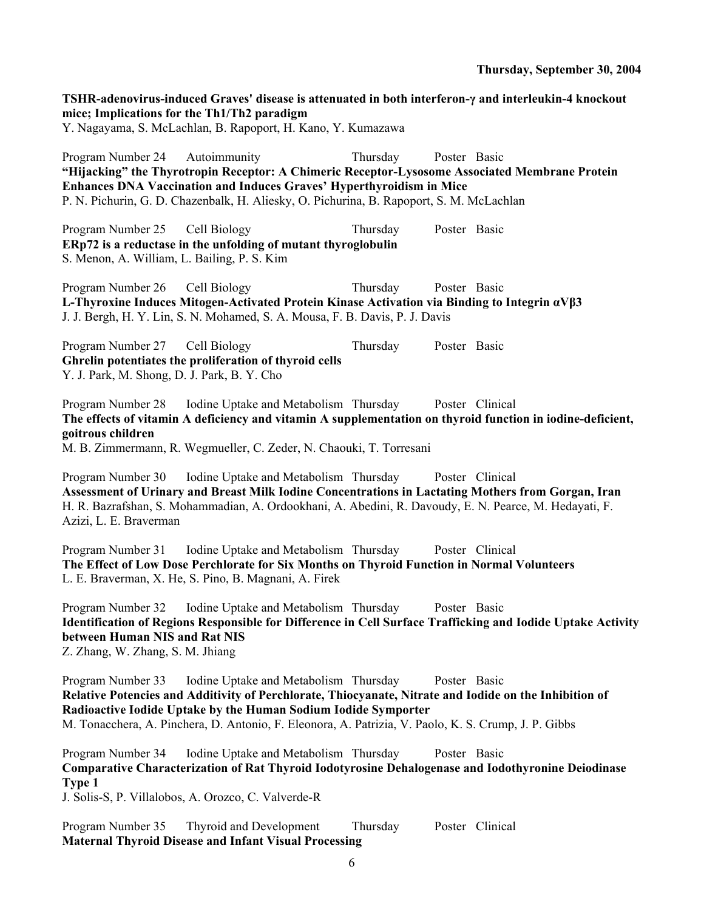**TSHR-adenovirus-induced Graves' disease is attenuated in both interferon-γ and interleukin-4 knockout mice; Implications for the Th1/Th2 paradigm**
Y. Nagayama, S. McLachlan, B. Rapoport, H. Kano, Y. Kumazawa

Program Number 24 Autoimmunity Thursday Poster Basic
**"Hijacking" the Thyrotropin Receptor: A Chimeric Receptor-Lysosome Associated Membrane Protein Enhances DNA Vaccination and Induces Graves' Hyperthyroidism in Mice**
P. N. Pichurin, G. D. Chazenbalk, H. Aliesky, O. Pichurina, B. Rapoport, S. M. McLachlan

Program Number 25 Cell Biology Thursday Poster Basic
**ERp72 is a reductase in the unfolding of mutant thyroglobulin**
S. Menon, A. William, L. Bailing, P. S. Kim

Program Number 26 Cell Biology Thursday Poster Basic
**L-Thyroxine Induces Mitogen-Activated Protein Kinase Activation via Binding to Integrin αVβ3**
J. J. Bergh, H. Y. Lin, S. N. Mohamed, S. A. Mousa, F. B. Davis, P. J. Davis

Program Number 27 Cell Biology Thursday Poster Basic
**Ghrelin potentiates the proliferation of thyroid cells**
Y. J. Park, M. Shong, D. J. Park, B. Y. Cho

Program Number 28 Iodine Uptake and Metabolism Thursday Poster Clinical
**The effects of vitamin A deficiency and vitamin A supplementation on thyroid function in iodine-deficient, goitrous children**
M. B. Zimmermann, R. Wegmueller, C. Zeder, N. Chaouki, T. Torresani

Program Number 30 Iodine Uptake and Metabolism Thursday Poster Clinical
**Assessment of Urinary and Breast Milk Iodine Concentrations in Lactating Mothers from Gorgan, Iran**
H. R. Bazrafshan, S. Mohammadian, A. Ordookhani, A. Abedini, R. Davoudy, E. N. Pearce, M. Hedayati, F. Azizi, L. E. Braverman

Program Number 31 Iodine Uptake and Metabolism Thursday Poster Clinical
**The Effect of Low Dose Perchlorate for Six Months on Thyroid Function in Normal Volunteers**
L. E. Braverman, X. He, S. Pino, B. Magnani, A. Firek

Program Number 32 Iodine Uptake and Metabolism Thursday Poster Basic
**Identification of Regions Responsible for Difference in Cell Surface Trafficking and Iodide Uptake Activity between Human NIS and Rat NIS**
Z. Zhang, W. Zhang, S. M. Jhiang

Program Number 33 Iodine Uptake and Metabolism Thursday Poster Basic
**Relative Potencies and Additivity of Perchlorate, Thiocyanate, Nitrate and Iodide on the Inhibition of Radioactive Iodide Uptake by the Human Sodium Iodide Symporter**
M. Tonacchera, A. Pinchera, D. Antonio, F. Eleonora, A. Patrizia, V. Paolo, K. S. Crump, J. P. Gibbs

Program Number 34 Iodine Uptake and Metabolism Thursday Poster Basic
**Comparative Characterization of Rat Thyroid Iodotyrosine Dehalogenase and Iodothyronine Deiodinase Type 1**
J. Solis-S, P. Villalobos, A. Orozco, C. Valverde-R

Program Number 35 Thyroid and Development Thursday Poster Clinical
**Maternal Thyroid Disease and Infant Visual Processing**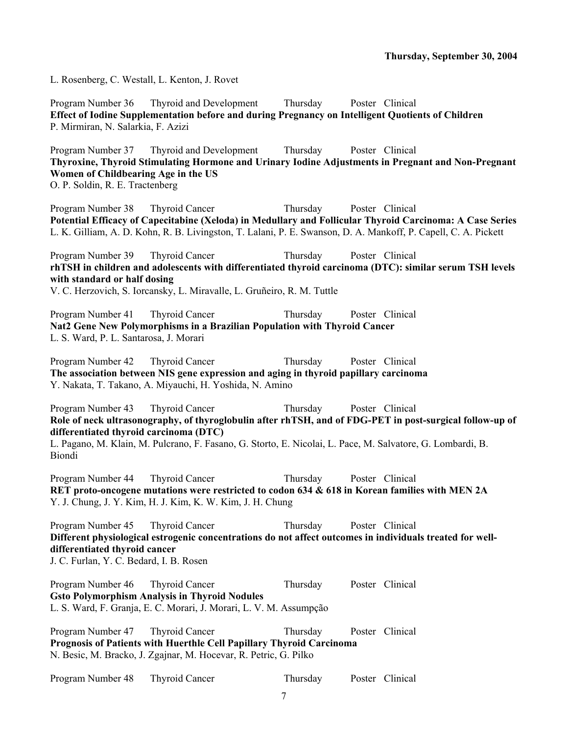L. Rosenberg, C. Westall, L. Kenton, J. Rovet

Program Number 36 Thyroid and Development Thursday Poster Clinical
**Effect of Iodine Supplementation before and during Pregnancy on Intelligent Quotients of Children**
P. Mirmiran, N. Salarkia, F. Azizi

Program Number 37 Thyroid and Development Thursday Poster Clinical
**Thyroxine, Thyroid Stimulating Hormone and Urinary Iodine Adjustments in Pregnant and Non-Pregnant Women of Childbearing Age in the US**
O. P. Soldin, R. E. Tractenberg

Program Number 38 Thyroid Cancer Thursday Poster Clinical
**Potential Efficacy of Capecitabine (Xeloda) in Medullary and Follicular Thyroid Carcinoma: A Case Series**
L. K. Gilliam, A. D. Kohn, R. B. Livingston, T. Lalani, P. E. Swanson, D. A. Mankoff, P. Capell, C. A. Pickett

Program Number 39 Thyroid Cancer Thursday Poster Clinical
**rhTSH in children and adolescents with differentiated thyroid carcinoma (DTC): similar serum TSH levels with standard or half dosing**
V. C. Herzovich, S. Iorcansky, L. Miravalle, L. Gruñeiro, R. M. Tuttle

Program Number 41 Thyroid Cancer Thursday Poster Clinical
**Nat2 Gene New Polymorphisms in a Brazilian Population with Thyroid Cancer**
L. S. Ward, P. L. Santarosa, J. Morari

Program Number 42 Thyroid Cancer Thursday Poster Clinical
**The association between NIS gene expression and aging in thyroid papillary carcinoma**
Y. Nakata, T. Takano, A. Miyauchi, H. Yoshida, N. Amino

Program Number 43 Thyroid Cancer Thursday Poster Clinical
**Role of neck ultrasonography, of thyroglobulin after rhTSH, and of FDG-PET in post-surgical follow-up of differentiated thyroid carcinoma (DTC)**
L. Pagano, M. Klain, M. Pulcrano, F. Fasano, G. Storto, E. Nicolai, L. Pace, M. Salvatore, G. Lombardi, B. Biondi

Program Number 44 Thyroid Cancer Thursday Poster Clinical
**RET proto-oncogene mutations were restricted to codon 634 & 618 in Korean families with MEN 2A**
Y. J. Chung, J. Y. Kim, H. J. Kim, K. W. Kim, J. H. Chung

Program Number 45 Thyroid Cancer Thursday Poster Clinical
**Different physiological estrogenic concentrations do not affect outcomes in individuals treated for well-differentiated thyroid cancer**
J. C. Furlan, Y. C. Bedard, I. B. Rosen

Program Number 46 Thyroid Cancer Thursday Poster Clinical
**Gsto Polymorphism Analysis in Thyroid Nodules**
L. S. Ward, F. Granja, E. C. Morari, J. Morari, L. V. M. Assumpção

Program Number 47 Thyroid Cancer Thursday Poster Clinical
**Prognosis of Patients with Huerthle Cell Papillary Thyroid Carcinoma**
N. Besic, M. Bracko, J. Zgajnar, M. Hocevar, R. Petric, G. Pilko

Program Number 48 Thyroid Cancer Thursday Poster Clinical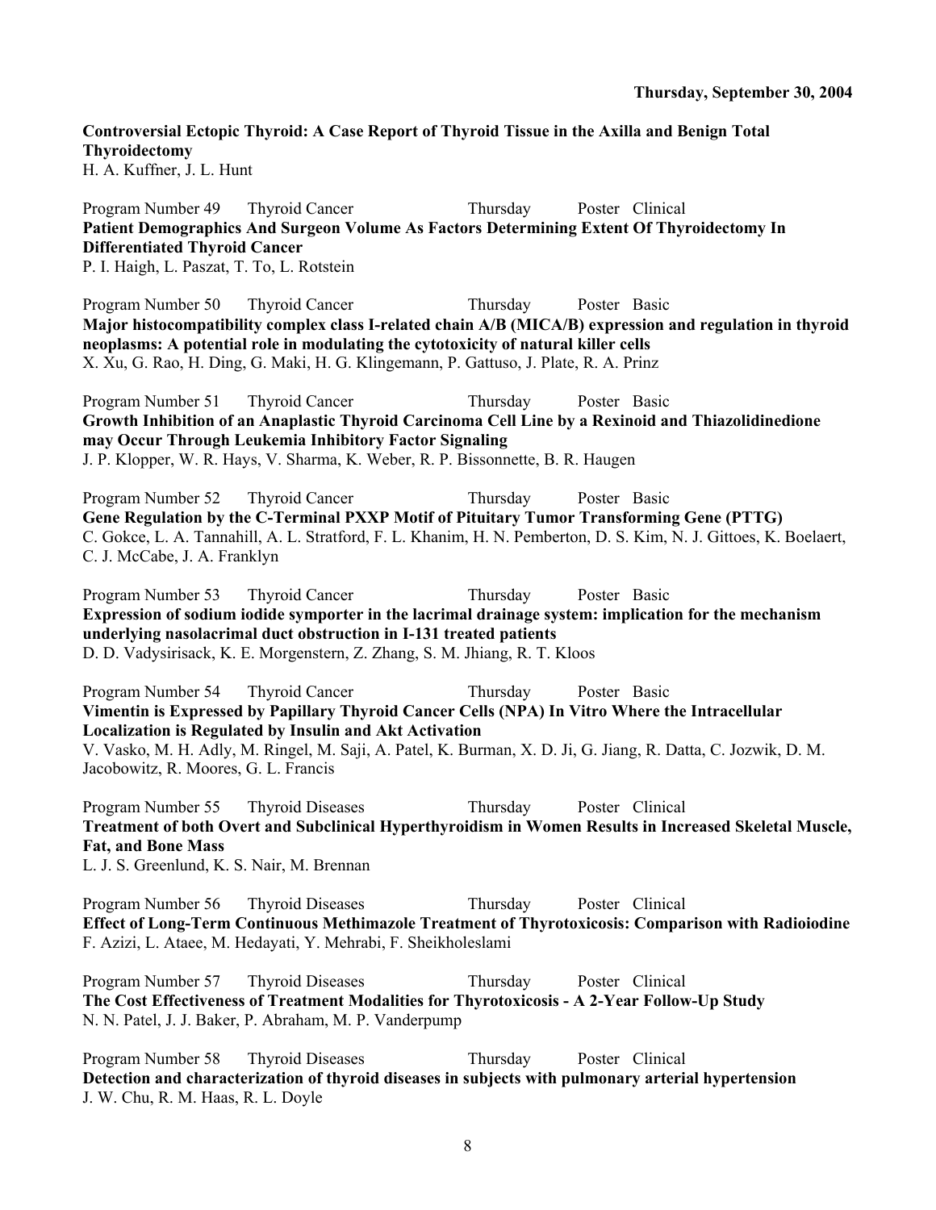Thursday, September 30, 2004

**Controversial Ectopic Thyroid: A Case Report of Thyroid Tissue in the Axilla and Benign Total Thyroidectomy**
H. A. Kuffner, J. L. Hunt

Program Number 49 Thyroid Cancer Thursday Poster Clinical
**Patient Demographics And Surgeon Volume As Factors Determining Extent Of Thyroidectomy In Differentiated Thyroid Cancer**
P. I. Haigh, L. Paszat, T. To, L. Rotstein

Program Number 50 Thyroid Cancer Thursday Poster Basic
**Major histocompatibility complex class I-related chain A/B (MICA/B) expression and regulation in thyroid neoplasms: A potential role in modulating the cytotoxicity of natural killer cells**
X. Xu, G. Rao, H. Ding, G. Maki, H. G. Klingemann, P. Gattuso, J. Plate, R. A. Prinz

Program Number 51 Thyroid Cancer Thursday Poster Basic
**Growth Inhibition of an Anaplastic Thyroid Carcinoma Cell Line by a Rexinoid and Thiazolidinedione may Occur Through Leukemia Inhibitory Factor Signaling**
J. P. Klopper, W. R. Hays, V. Sharma, K. Weber, R. P. Bissonnette, B. R. Haugen

Program Number 52 Thyroid Cancer Thursday Poster Basic
**Gene Regulation by the C-Terminal PXXP Motif of Pituitary Tumor Transforming Gene (PTTG)**
C. Gokce, L. A. Tannahill, A. L. Stratford, F. L. Khanim, H. N. Pemberton, D. S. Kim, N. J. Gittoes, K. Boelaert, C. J. McCabe, J. A. Franklyn

Program Number 53 Thyroid Cancer Thursday Poster Basic
**Expression of sodium iodide symporter in the lacrimal drainage system: implication for the mechanism underlying nasolacrimal duct obstruction in I-131 treated patients**
D. D. Vadysirisack, K. E. Morgenstern, Z. Zhang, S. M. Jhiang, R. T. Kloos

Program Number 54 Thyroid Cancer Thursday Poster Basic
**Vimentin is Expressed by Papillary Thyroid Cancer Cells (NPA) In Vitro Where the Intracellular Localization is Regulated by Insulin and Akt Activation**
V. Vasko, M. H. Adly, M. Ringel, M. Saji, A. Patel, K. Burman, X. D. Ji, G. Jiang, R. Datta, C. Jozwik, D. M. Jacobowitz, R. Moores, G. L. Francis

Program Number 55 Thyroid Diseases Thursday Poster Clinical
**Treatment of both Overt and Subclinical Hyperthyroidism in Women Results in Increased Skeletal Muscle, Fat, and Bone Mass**
L. J. S. Greenlund, K. S. Nair, M. Brennan

Program Number 56 Thyroid Diseases Thursday Poster Clinical
**Effect of Long-Term Continuous Methimazole Treatment of Thyrotoxicosis: Comparison with Radioiodine**
F. Azizi, L. Ataee, M. Hedayati, Y. Mehrabi, F. Sheikholeslami

Program Number 57 Thyroid Diseases Thursday Poster Clinical
**The Cost Effectiveness of Treatment Modalities for Thyrotoxicosis - A 2-Year Follow-Up Study**
N. N. Patel, J. J. Baker, P. Abraham, M. P. Vanderpump

Program Number 58 Thyroid Diseases Thursday Poster Clinical
**Detection and characterization of thyroid diseases in subjects with pulmonary arterial hypertension**
J. W. Chu, R. M. Haas, R. L. Doyle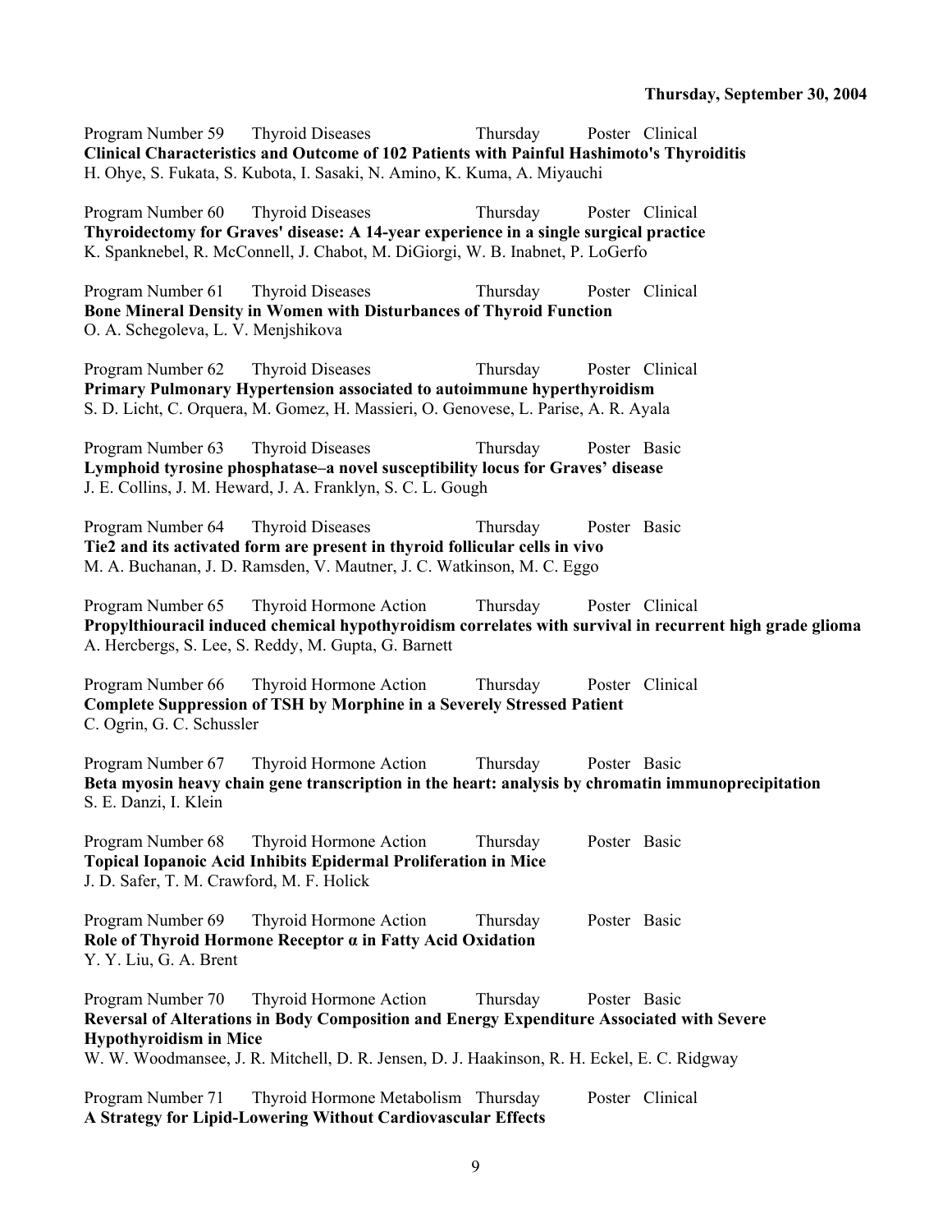Program Number 59 Thyroid Diseases Thursday Poster Clinical
**Clinical Characteristics and Outcome of 102 Patients with Painful Hashimoto's Thyroiditis**
H. Ohye, S. Fukata, S. Kubota, I. Sasaki, N. Amino, K. Kuma, A. Miyauchi

Program Number 60 Thyroid Diseases Thursday Poster Clinical
**Thyroidectomy for Graves' disease: A 14-year experience in a single surgical practice**
K. Spanknebel, R. McConnell, J. Chabot, M. DiGiorgi, W. B. Inabnet, P. LoGerfo

Program Number 61 Thyroid Diseases Thursday Poster Clinical
**Bone Mineral Density in Women with Disturbances of Thyroid Function**
O. A. Schegoleva, L. V. Menjshikova

Program Number 62 Thyroid Diseases Thursday Poster Clinical
**Primary Pulmonary Hypertension associated to autoimmune hyperthyroidism**
S. D. Licht, C. Orquera, M. Gomez, H. Massieri, O. Genovese, L. Parise, A. R. Ayala

Program Number 63 Thyroid Diseases Thursday Poster Basic
**Lymphoid tyrosine phosphatase–a novel susceptibility locus for Graves' disease**
J. E. Collins, J. M. Heward, J. A. Franklyn, S. C. L. Gough

Program Number 64 Thyroid Diseases Thursday Poster Basic
**Tie2 and its activated form are present in thyroid follicular cells in vivo**
M. A. Buchanan, J. D. Ramsden, V. Mautner, J. C. Watkinson, M. C. Eggo

Program Number 65 Thyroid Hormone Action Thursday Poster Clinical
**Propylthiouracil induced chemical hypothyroidism correlates with survival in recurrent high grade glioma**
A. Hercbergs, S. Lee, S. Reddy, M. Gupta, G. Barnett

Program Number 66 Thyroid Hormone Action Thursday Poster Clinical
**Complete Suppression of TSH by Morphine in a Severely Stressed Patient**
C. Ogrin, G. C. Schussler

Program Number 67 Thyroid Hormone Action Thursday Poster Basic
**Beta myosin heavy chain gene transcription in the heart: analysis by chromatin immunoprecipitation**
S. E. Danzi, I. Klein

Program Number 68 Thyroid Hormone Action Thursday Poster Basic
**Topical Iopanoic Acid Inhibits Epidermal Proliferation in Mice**
J. D. Safer, T. M. Crawford, M. F. Holick

Program Number 69 Thyroid Hormone Action Thursday Poster Basic
**Role of Thyroid Hormone Receptor α in Fatty Acid Oxidation**
Y. Y. Liu, G. A. Brent

Program Number 70 Thyroid Hormone Action Thursday Poster Basic
**Reversal of Alterations in Body Composition and Energy Expenditure Associated with Severe Hypothyroidism in Mice**
W. W. Woodmansee, J. R. Mitchell, D. R. Jensen, D. J. Haakinson, R. H. Eckel, E. C. Ridgway

Program Number 71 Thyroid Hormone Metabolism Thursday Poster Clinical
**A Strategy for Lipid-Lowering Without Cardiovascular Effects**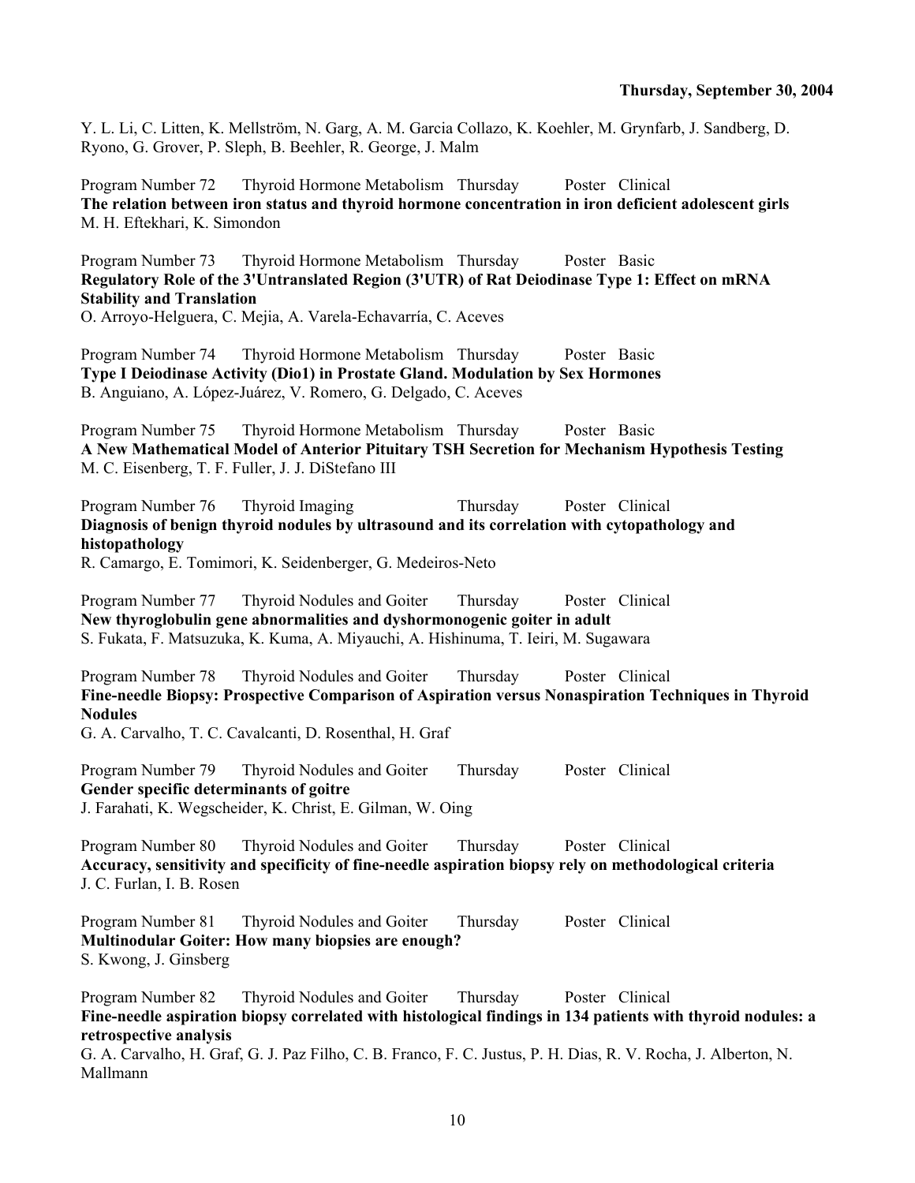Y. L. Li, C. Litten, K. Mellström, N. Garg, A. M. Garcia Collazo, K. Koehler, M. Grynfarb, J. Sandberg, D. Ryono, G. Grover, P. Sleph, B. Beehler, R. George, J. Malm

Program Number 72 Thyroid Hormone Metabolism Thursday Poster Clinical
**The relation between iron status and thyroid hormone concentration in iron deficient adolescent girls**
M. H. Eftekhari, K. Simondon

Program Number 73 Thyroid Hormone Metabolism Thursday Poster Basic
**Regulatory Role of the 3'Untranslated Region (3'UTR) of Rat Deiodinase Type 1: Effect on mRNA Stability and Translation**
O. Arroyo-Helguera, C. Mejia, A. Varela-Echavarría, C. Aceves

Program Number 74 Thyroid Hormone Metabolism Thursday Poster Basic
**Type I Deiodinase Activity (Dio1) in Prostate Gland. Modulation by Sex Hormones**
B. Anguiano, A. López-Juárez, V. Romero, G. Delgado, C. Aceves

Program Number 75 Thyroid Hormone Metabolism Thursday Poster Basic
**A New Mathematical Model of Anterior Pituitary TSH Secretion for Mechanism Hypothesis Testing**
M. C. Eisenberg, T. F. Fuller, J. J. DiStefano III

Program Number 76 Thyroid Imaging Thursday Poster Clinical
**Diagnosis of benign thyroid nodules by ultrasound and its correlation with cytopathology and histopathology**
R. Camargo, E. Tomimori, K. Seidenberger, G. Medeiros-Neto

Program Number 77 Thyroid Nodules and Goiter Thursday Poster Clinical
**New thyroglobulin gene abnormalities and dyshormonogenic goiter in adult**
S. Fukata, F. Matsuzuka, K. Kuma, A. Miyauchi, A. Hishinuma, T. Ieiri, M. Sugawara

Program Number 78 Thyroid Nodules and Goiter Thursday Poster Clinical
**Fine-needle Biopsy: Prospective Comparison of Aspiration versus Nonaspiration Techniques in Thyroid Nodules**
G. A. Carvalho, T. C. Cavalcanti, D. Rosenthal, H. Graf

Program Number 79 Thyroid Nodules and Goiter Thursday Poster Clinical
**Gender specific determinants of goitre**
J. Farahati, K. Wegscheider, K. Christ, E. Gilman, W. Oing

Program Number 80 Thyroid Nodules and Goiter Thursday Poster Clinical
**Accuracy, sensitivity and specificity of fine-needle aspiration biopsy rely on methodological criteria**
J. C. Furlan, I. B. Rosen

Program Number 81 Thyroid Nodules and Goiter Thursday Poster Clinical
**Multinodular Goiter: How many biopsies are enough?**
S. Kwong, J. Ginsberg

Program Number 82 Thyroid Nodules and Goiter Thursday Poster Clinical
**Fine-needle aspiration biopsy correlated with histological findings in 134 patients with thyroid nodules: a retrospective analysis**
G. A. Carvalho, H. Graf, G. J. Paz Filho, C. B. Franco, F. C. Justus, P. H. Dias, R. V. Rocha, J. Alberton, N. Mallmann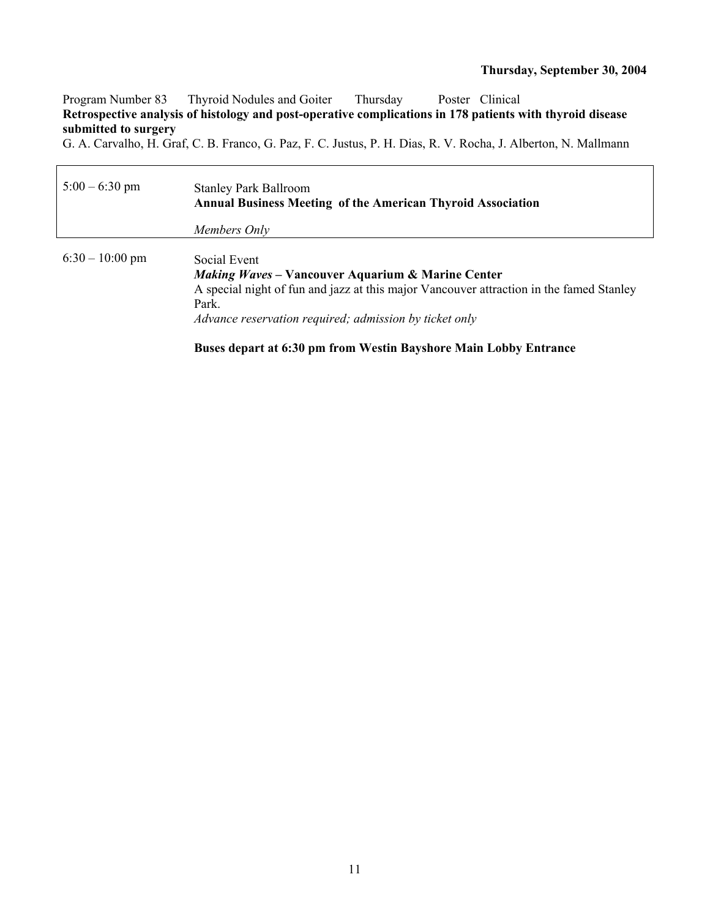**Thursday, September 30, 2004**

Program Number 83 Thyroid Nodules and Goiter Thursday Poster Clinical

**Retrospective analysis of histology and post-operative complications in 178 patients with thyroid disease submitted to surgery**

G. A. Carvalho, H. Graf, C. B. Franco, G. Paz, F. C. Justus, P. H. Dias, R. V. Rocha, J. Alberton, N. Mallmann

| | |
|---|---|
| 5:00 – 6:30 pm | Stanley Park Ballroom<br>**Annual Business Meeting of the American Thyroid Association**<br>*Members Only* |

6:30 – 10:00 pm

Social Event

***Making Waves*** **– Vancouver Aquarium & Marine Center**

A special night of fun and jazz at this major Vancouver attraction in the famed Stanley Park.

*Advance reservation required; admission by ticket only*

**Buses depart at 6:30 pm from Westin Bayshore Main Lobby Entrance**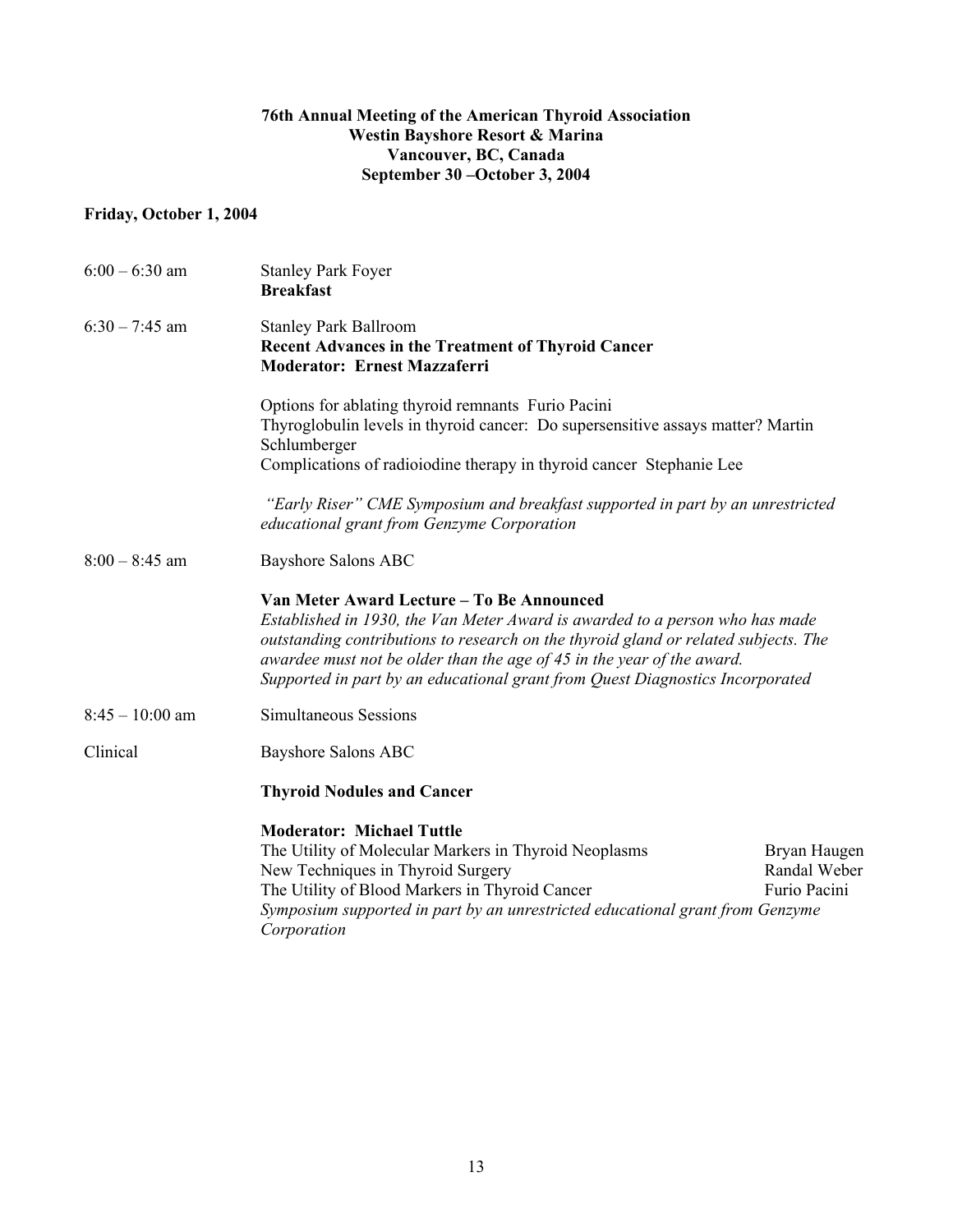**76th Annual Meeting of the American Thyroid Association**
**Westin Bayshore Resort & Marina**
**Vancouver, BC, Canada**
**September 30 –October 3, 2004**

**Friday, October 1, 2004**

6:00 – 6:30 am Stanley Park Foyer
**Breakfast**

6:30 – 7:45 am Stanley Park Ballroom
**Recent Advances in the Treatment of Thyroid Cancer**
**Moderator: Ernest Mazzaferri**

Options for ablating thyroid remnants Furio Pacini
Thyroglobulin levels in thyroid cancer: Do supersensitive assays matter? Martin Schlumberger
Complications of radioiodine therapy in thyroid cancer Stephanie Lee

*"Early Riser" CME Symposium and breakfast supported in part by an unrestricted educational grant from Genzyme Corporation*

8:00 – 8:45 am Bayshore Salons ABC

**Van Meter Award Lecture – To Be Announced**
*Established in 1930, the Van Meter Award is awarded to a person who has made outstanding contributions to research on the thyroid gland or related subjects. The awardee must not be older than the age of 45 in the year of the award.*
*Supported in part by an educational grant from Quest Diagnostics Incorporated*

8:45 – 10:00 am Simultaneous Sessions

Clinical Bayshore Salons ABC

**Thyroid Nodules and Cancer**

**Moderator: Michael Tuttle**

The Utility of Molecular Markers in Thyroid Neoplasms Bryan Haugen
New Techniques in Thyroid Surgery Randal Weber
The Utility of Blood Markers in Thyroid Cancer Furio Pacini
*Symposium supported in part by an unrestricted educational grant from Genzyme Corporation*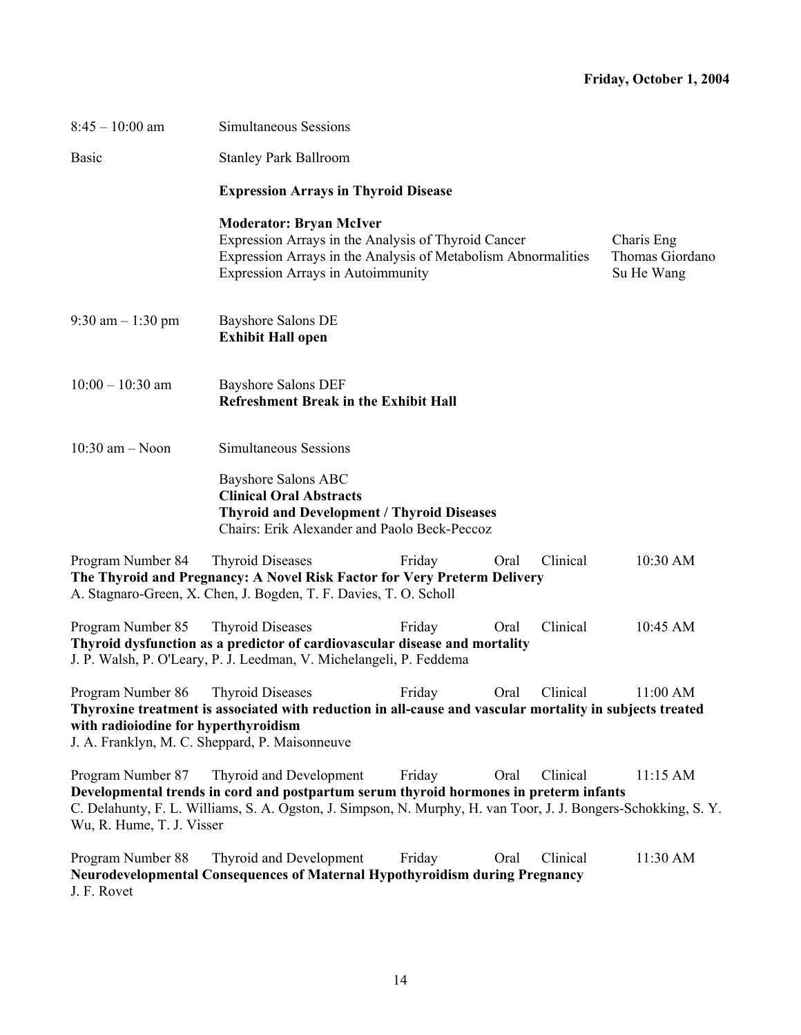**Friday, October 1, 2004**

8:45 – 10:00 am Simultaneous Sessions

Basic Stanley Park Ballroom

**Expression Arrays in Thyroid Disease**

**Moderator: Bryan McIver**

| | |
|---|---|
| Expression Arrays in the Analysis of Thyroid Cancer | Charis Eng |
| Expression Arrays in the Analysis of Metabolism Abnormalities | Thomas Giordano |
| Expression Arrays in Autoimmunity | Su He Wang |

9:30 am – 1:30 pm Bayshore Salons DE
**Exhibit Hall open**

10:00 – 10:30 am Bayshore Salons DEF
**Refreshment Break in the Exhibit Hall**

10:30 am – Noon Simultaneous Sessions

Bayshore Salons ABC
**Clinical Oral Abstracts**
**Thyroid and Development / Thyroid Diseases**
Chairs: Erik Alexander and Paolo Beck-Peccoz

Program Number 84 Thyroid Diseases Friday Oral Clinical 10:30 AM
**The Thyroid and Pregnancy: A Novel Risk Factor for Very Preterm Delivery**
A. Stagnaro-Green, X. Chen, J. Bogden, T. F. Davies, T. O. Scholl

Program Number 85 Thyroid Diseases Friday Oral Clinical 10:45 AM
**Thyroid dysfunction as a predictor of cardiovascular disease and mortality**
J. P. Walsh, P. O'Leary, P. J. Leedman, V. Michelangeli, P. Feddema

Program Number 86 Thyroid Diseases Friday Oral Clinical 11:00 AM
**Thyroxine treatment is associated with reduction in all-cause and vascular mortality in subjects treated with radioiodine for hyperthyroidism**
J. A. Franklyn, M. C. Sheppard, P. Maisonneuve

Program Number 87 Thyroid and Development Friday Oral Clinical 11:15 AM
**Developmental trends in cord and postpartum serum thyroid hormones in preterm infants**
C. Delahunty, F. L. Williams, S. A. Ogston, J. Simpson, N. Murphy, H. van Toor, J. J. Bongers-Schokking, S. Y. Wu, R. Hume, T. J. Visser

Program Number 88 Thyroid and Development Friday Oral Clinical 11:30 AM
**Neurodevelopmental Consequences of Maternal Hypothyroidism during Pregnancy**
J. F. Rovet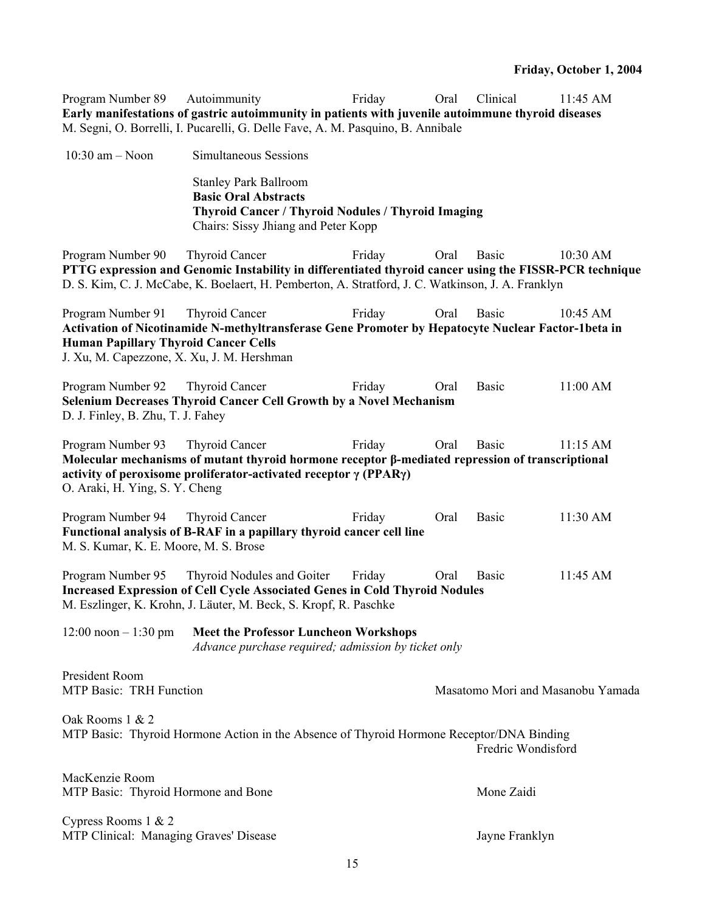**Friday, October 1, 2004**

Program Number 89 Autoimmunity Friday Oral Clinical 11:45 AM
**Early manifestations of gastric autoimmunity in patients with juvenile autoimmune thyroid diseases**
M. Segni, O. Borrelli, I. Pucarelli, G. Delle Fave, A. M. Pasquino, B. Annibale

10:30 am – Noon Simultaneous Sessions

Stanley Park Ballroom
**Basic Oral Abstracts**
**Thyroid Cancer / Thyroid Nodules / Thyroid Imaging**
Chairs: Sissy Jhiang and Peter Kopp

Program Number 90 Thyroid Cancer Friday Oral Basic 10:30 AM
**PTTG expression and Genomic Instability in differentiated thyroid cancer using the FISSR-PCR technique**
D. S. Kim, C. J. McCabe, K. Boelaert, H. Pemberton, A. Stratford, J. C. Watkinson, J. A. Franklyn

Program Number 91 Thyroid Cancer Friday Oral Basic 10:45 AM
**Activation of Nicotinamide N-methyltransferase Gene Promoter by Hepatocyte Nuclear Factor-1beta in Human Papillary Thyroid Cancer Cells**
J. Xu, M. Capezzone, X. Xu, J. M. Hershman

Program Number 92 Thyroid Cancer Friday Oral Basic 11:00 AM
**Selenium Decreases Thyroid Cancer Cell Growth by a Novel Mechanism**
D. J. Finley, B. Zhu, T. J. Fahey

Program Number 93 Thyroid Cancer Friday Oral Basic 11:15 AM
**Molecular mechanisms of mutant thyroid hormone receptor β-mediated repression of transcriptional activity of peroxisome proliferator-activated receptor γ (PPARγ)**
O. Araki, H. Ying, S. Y. Cheng

Program Number 94 Thyroid Cancer Friday Oral Basic 11:30 AM
**Functional analysis of B-RAF in a papillary thyroid cancer cell line**
M. S. Kumar, K. E. Moore, M. S. Brose

Program Number 95 Thyroid Nodules and Goiter Friday Oral Basic 11:45 AM
**Increased Expression of Cell Cycle Associated Genes in Cold Thyroid Nodules**
M. Eszlinger, K. Krohn, J. Läuter, M. Beck, S. Kropf, R. Paschke

12:00 noon – 1:30 pm **Meet the Professor Luncheon Workshops**
*Advance purchase required; admission by ticket only*

President Room
MTP Basic: TRH Function — Masatomo Mori and Masanobu Yamada

Oak Rooms 1 & 2
MTP Basic: Thyroid Hormone Action in the Absence of Thyroid Hormone Receptor/DNA Binding — Fredric Wondisford

MacKenzie Room
MTP Basic: Thyroid Hormone and Bone — Mone Zaidi

Cypress Rooms 1 & 2
MTP Clinical: Managing Graves' Disease — Jayne Franklyn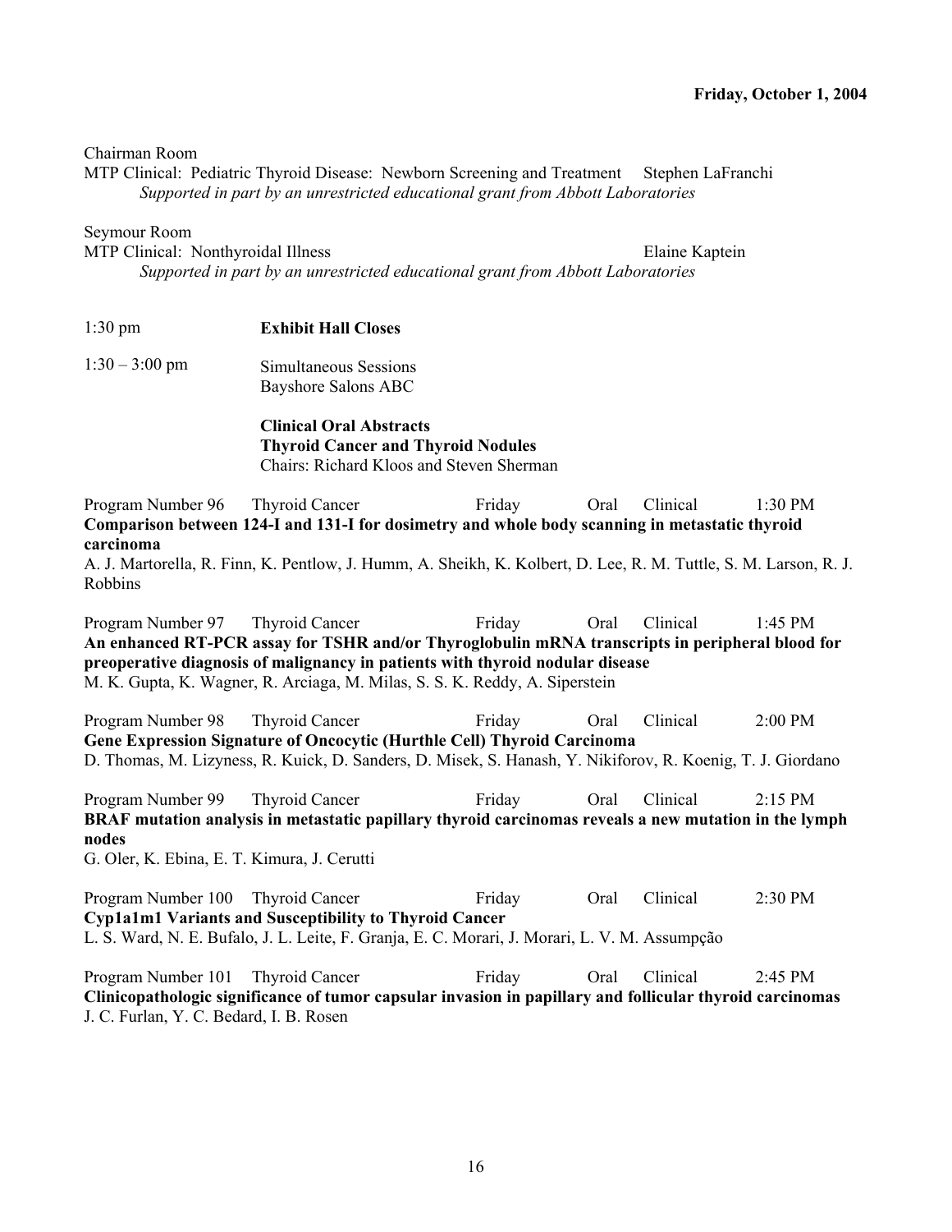Chairman Room

MTP Clinical: Pediatric Thyroid Disease: Newborn Screening and Treatment    Stephen LaFranchi

*Supported in part by an unrestricted educational grant from Abbott Laboratories*

Seymour Room

MTP Clinical: Nonthyroidal Illness    Elaine Kaptein

*Supported in part by an unrestricted educational grant from Abbott Laboratories*

1:30 pm    **Exhibit Hall Closes**

1:30 – 3:00 pm    Simultaneous Sessions
Bayshore Salons ABC

**Clinical Oral Abstracts**
**Thyroid Cancer and Thyroid Nodules**
Chairs: Richard Kloos and Steven Sherman

Program Number 96    Thyroid Cancer    Friday    Oral    Clinical    1:30 PM
**Comparison between 124-I and 131-I for dosimetry and whole body scanning in metastatic thyroid carcinoma**
A. J. Martorella, R. Finn, K. Pentlow, J. Humm, A. Sheikh, K. Kolbert, D. Lee, R. M. Tuttle, S. M. Larson, R. J. Robbins

Program Number 97    Thyroid Cancer    Friday    Oral    Clinical    1:45 PM
**An enhanced RT-PCR assay for TSHR and/or Thyroglobulin mRNA transcripts in peripheral blood for preoperative diagnosis of malignancy in patients with thyroid nodular disease**
M. K. Gupta, K. Wagner, R. Arciaga, M. Milas, S. S. K. Reddy, A. Siperstein

Program Number 98    Thyroid Cancer    Friday    Oral    Clinical    2:00 PM
**Gene Expression Signature of Oncocytic (Hurthle Cell) Thyroid Carcinoma**
D. Thomas, M. Lizyness, R. Kuick, D. Sanders, D. Misek, S. Hanash, Y. Nikiforov, R. Koenig, T. J. Giordano

Program Number 99    Thyroid Cancer    Friday    Oral    Clinical    2:15 PM
**BRAF mutation analysis in metastatic papillary thyroid carcinomas reveals a new mutation in the lymph nodes**
G. Oler, K. Ebina, E. T. Kimura, J. Cerutti

Program Number 100    Thyroid Cancer    Friday    Oral    Clinical    2:30 PM
**Cyp1a1m1 Variants and Susceptibility to Thyroid Cancer**
L. S. Ward, N. E. Bufalo, J. L. Leite, F. Granja, E. C. Morari, J. Morari, L. V. M. Assumpção

Program Number 101    Thyroid Cancer    Friday    Oral    Clinical    2:45 PM
**Clinicopathologic significance of tumor capsular invasion in papillary and follicular thyroid carcinomas**
J. C. Furlan, Y. C. Bedard, I. B. Rosen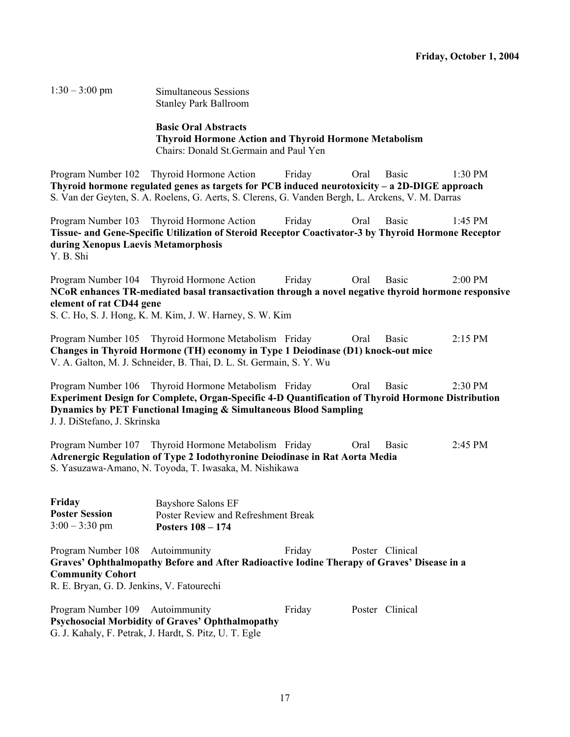**Friday, October 1, 2004**

1:30 – 3:00 pm Simultaneous Sessions
Stanley Park Ballroom

**Basic Oral Abstracts**
**Thyroid Hormone Action and Thyroid Hormone Metabolism**
Chairs: Donald St.Germain and Paul Yen

Program Number 102 Thyroid Hormone Action Friday Oral Basic 1:30 PM
**Thyroid hormone regulated genes as targets for PCB induced neurotoxicity – a 2D-DIGE approach**
S. Van der Geyten, S. A. Roelens, G. Aerts, S. Clerens, G. Vanden Bergh, L. Arckens, V. M. Darras

Program Number 103 Thyroid Hormone Action Friday Oral Basic 1:45 PM
**Tissue- and Gene-Specific Utilization of Steroid Receptor Coactivator-3 by Thyroid Hormone Receptor during Xenopus Laevis Metamorphosis**
Y. B. Shi

Program Number 104 Thyroid Hormone Action Friday Oral Basic 2:00 PM
**NCoR enhances TR-mediated basal transactivation through a novel negative thyroid hormone responsive element of rat CD44 gene**
S. C. Ho, S. J. Hong, K. M. Kim, J. W. Harney, S. W. Kim

Program Number 105 Thyroid Hormone Metabolism Friday Oral Basic 2:15 PM
**Changes in Thyroid Hormone (TH) economy in Type 1 Deiodinase (D1) knock-out mice**
V. A. Galton, M. J. Schneider, B. Thai, D. L. St. Germain, S. Y. Wu

Program Number 106 Thyroid Hormone Metabolism Friday Oral Basic 2:30 PM
**Experiment Design for Complete, Organ-Specific 4-D Quantification of Thyroid Hormone Distribution Dynamics by PET Functional Imaging & Simultaneous Blood Sampling**
J. J. DiStefano, J. Skrinska

Program Number 107 Thyroid Hormone Metabolism Friday Oral Basic 2:45 PM
**Adrenergic Regulation of Type 2 Iodothyronine Deiodinase in Rat Aorta Media**
S. Yasuzawa-Amano, N. Toyoda, T. Iwasaka, M. Nishikawa

**Friday**
**Poster Session**
3:00 – 3:30 pm

Bayshore Salons EF
Poster Review and Refreshment Break
**Posters 108 – 174**

Program Number 108 Autoimmunity Friday Poster Clinical
**Graves' Ophthalmopathy Before and After Radioactive Iodine Therapy of Graves' Disease in a Community Cohort**
R. E. Bryan, G. D. Jenkins, V. Fatourechi

Program Number 109 Autoimmunity Friday Poster Clinical
**Psychosocial Morbidity of Graves' Ophthalmopathy**
G. J. Kahaly, F. Petrak, J. Hardt, S. Pitz, U. T. Egle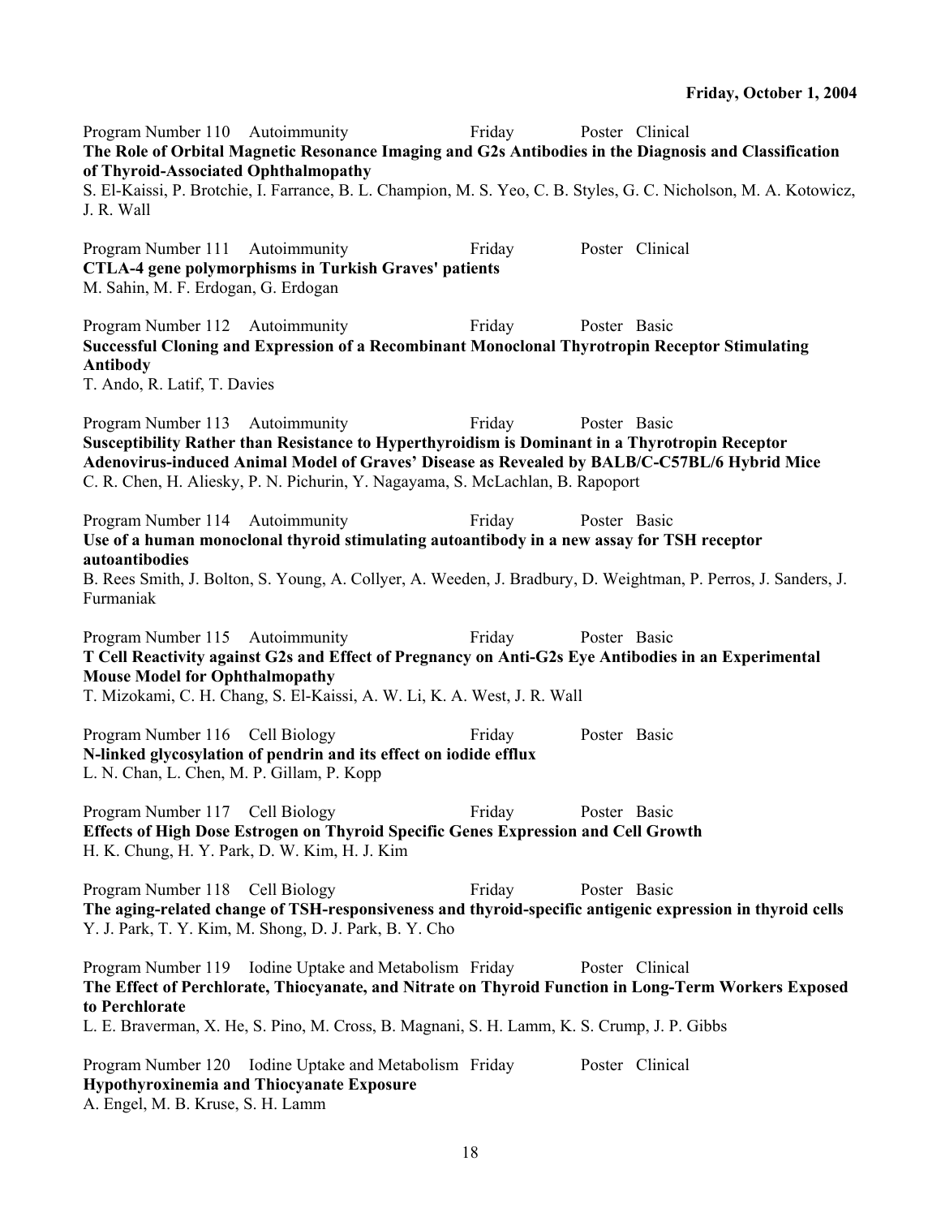**Friday, October 1, 2004**

Program Number 110 Autoimmunity Friday Poster Clinical
**The Role of Orbital Magnetic Resonance Imaging and G2s Antibodies in the Diagnosis and Classification of Thyroid-Associated Ophthalmopathy**
S. El-Kaissi, P. Brotchie, I. Farrance, B. L. Champion, M. S. Yeo, C. B. Styles, G. C. Nicholson, M. A. Kotowicz, J. R. Wall

Program Number 111 Autoimmunity Friday Poster Clinical
**CTLA-4 gene polymorphisms in Turkish Graves' patients**
M. Sahin, M. F. Erdogan, G. Erdogan

Program Number 112 Autoimmunity Friday Poster Basic
**Successful Cloning and Expression of a Recombinant Monoclonal Thyrotropin Receptor Stimulating Antibody**
T. Ando, R. Latif, T. Davies

Program Number 113 Autoimmunity Friday Poster Basic
**Susceptibility Rather than Resistance to Hyperthyroidism is Dominant in a Thyrotropin Receptor Adenovirus-induced Animal Model of Graves' Disease as Revealed by BALB/C-C57BL/6 Hybrid Mice**
C. R. Chen, H. Aliesky, P. N. Pichurin, Y. Nagayama, S. McLachlan, B. Rapoport

Program Number 114 Autoimmunity Friday Poster Basic
**Use of a human monoclonal thyroid stimulating autoantibody in a new assay for TSH receptor autoantibodies**
B. Rees Smith, J. Bolton, S. Young, A. Collyer, A. Weeden, J. Bradbury, D. Weightman, P. Perros, J. Sanders, J. Furmaniak

Program Number 115 Autoimmunity Friday Poster Basic
**T Cell Reactivity against G2s and Effect of Pregnancy on Anti-G2s Eye Antibodies in an Experimental Mouse Model for Ophthalmopathy**
T. Mizokami, C. H. Chang, S. El-Kaissi, A. W. Li, K. A. West, J. R. Wall

Program Number 116 Cell Biology Friday Poster Basic
**N-linked glycosylation of pendrin and its effect on iodide efflux**
L. N. Chan, L. Chen, M. P. Gillam, P. Kopp

Program Number 117 Cell Biology Friday Poster Basic
**Effects of High Dose Estrogen on Thyroid Specific Genes Expression and Cell Growth**
H. K. Chung, H. Y. Park, D. W. Kim, H. J. Kim

Program Number 118 Cell Biology Friday Poster Basic
**The aging-related change of TSH-responsiveness and thyroid-specific antigenic expression in thyroid cells**
Y. J. Park, T. Y. Kim, M. Shong, D. J. Park, B. Y. Cho

Program Number 119 Iodine Uptake and Metabolism Friday Poster Clinical
**The Effect of Perchlorate, Thiocyanate, and Nitrate on Thyroid Function in Long-Term Workers Exposed to Perchlorate**
L. E. Braverman, X. He, S. Pino, M. Cross, B. Magnani, S. H. Lamm, K. S. Crump, J. P. Gibbs

Program Number 120 Iodine Uptake and Metabolism Friday Poster Clinical
**Hypothyroxinemia and Thiocyanate Exposure**
A. Engel, M. B. Kruse, S. H. Lamm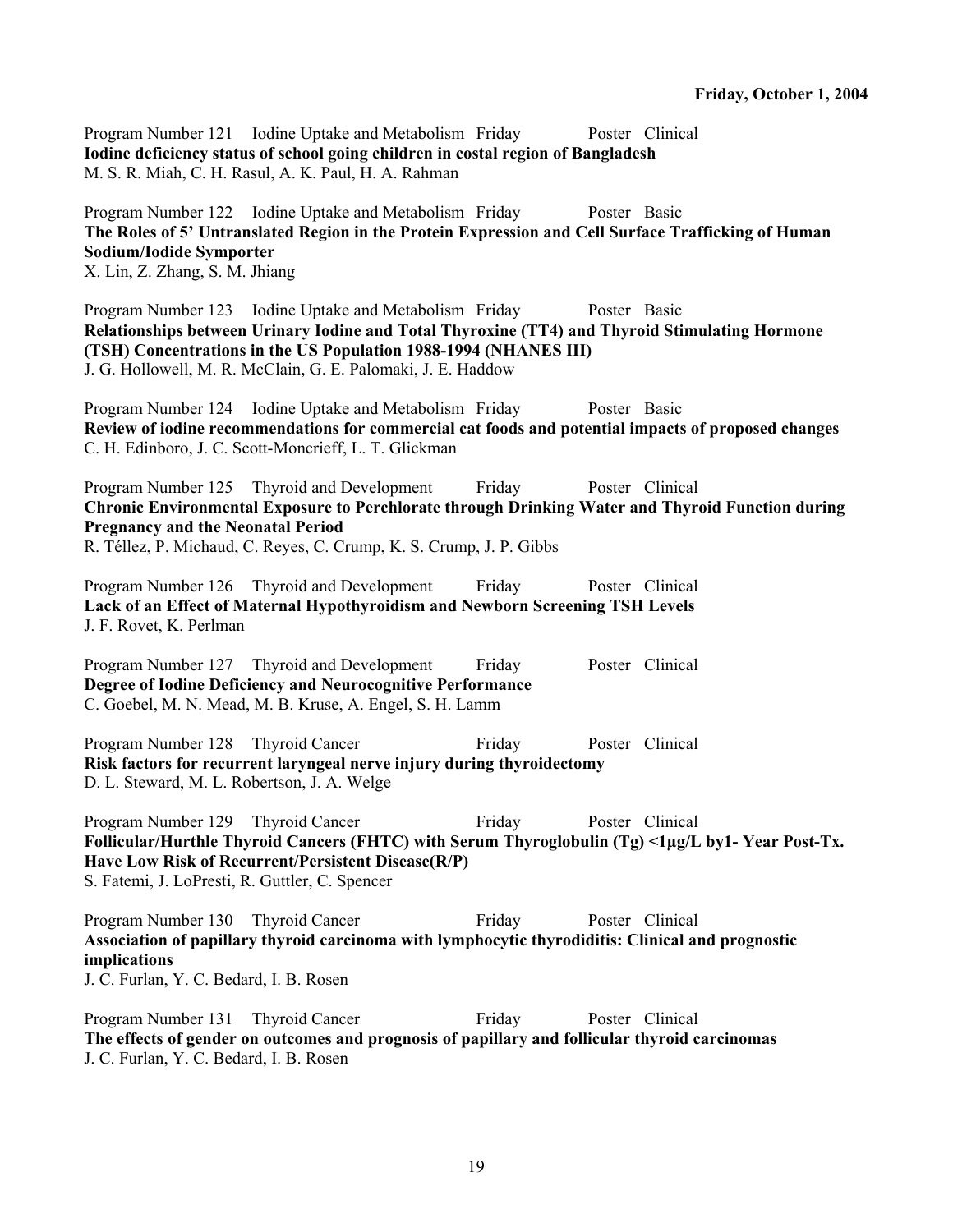**Friday, October 1, 2004**

Program Number 121 Iodine Uptake and Metabolism Friday Poster Clinical
**Iodine deficiency status of school going children in costal region of Bangladesh**
M. S. R. Miah, C. H. Rasul, A. K. Paul, H. A. Rahman

Program Number 122 Iodine Uptake and Metabolism Friday Poster Basic
**The Roles of 5' Untranslated Region in the Protein Expression and Cell Surface Trafficking of Human Sodium/Iodide Symporter**
X. Lin, Z. Zhang, S. M. Jhiang

Program Number 123 Iodine Uptake and Metabolism Friday Poster Basic
**Relationships between Urinary Iodine and Total Thyroxine (TT4) and Thyroid Stimulating Hormone (TSH) Concentrations in the US Population 1988-1994 (NHANES III)**
J. G. Hollowell, M. R. McClain, G. E. Palomaki, J. E. Haddow

Program Number 124 Iodine Uptake and Metabolism Friday Poster Basic
**Review of iodine recommendations for commercial cat foods and potential impacts of proposed changes**
C. H. Edinboro, J. C. Scott-Moncrieff, L. T. Glickman

Program Number 125 Thyroid and Development Friday Poster Clinical
**Chronic Environmental Exposure to Perchlorate through Drinking Water and Thyroid Function during Pregnancy and the Neonatal Period**
R. Téllez, P. Michaud, C. Reyes, C. Crump, K. S. Crump, J. P. Gibbs

Program Number 126 Thyroid and Development Friday Poster Clinical
**Lack of an Effect of Maternal Hypothyroidism and Newborn Screening TSH Levels**
J. F. Rovet, K. Perlman

Program Number 127 Thyroid and Development Friday Poster Clinical
**Degree of Iodine Deficiency and Neurocognitive Performance**
C. Goebel, M. N. Mead, M. B. Kruse, A. Engel, S. H. Lamm

Program Number 128 Thyroid Cancer Friday Poster Clinical
**Risk factors for recurrent laryngeal nerve injury during thyroidectomy**
D. L. Steward, M. L. Robertson, J. A. Welge

Program Number 129 Thyroid Cancer Friday Poster Clinical
**Follicular/Hurthle Thyroid Cancers (FHTC) with Serum Thyroglobulin (Tg) <1µg/L by1- Year Post-Tx. Have Low Risk of Recurrent/Persistent Disease(R/P)**
S. Fatemi, J. LoPresti, R. Guttler, C. Spencer

Program Number 130 Thyroid Cancer Friday Poster Clinical
**Association of papillary thyroid carcinoma with lymphocytic thyrodiditis: Clinical and prognostic implications**
J. C. Furlan, Y. C. Bedard, I. B. Rosen

Program Number 131 Thyroid Cancer Friday Poster Clinical
**The effects of gender on outcomes and prognosis of papillary and follicular thyroid carcinomas**
J. C. Furlan, Y. C. Bedard, I. B. Rosen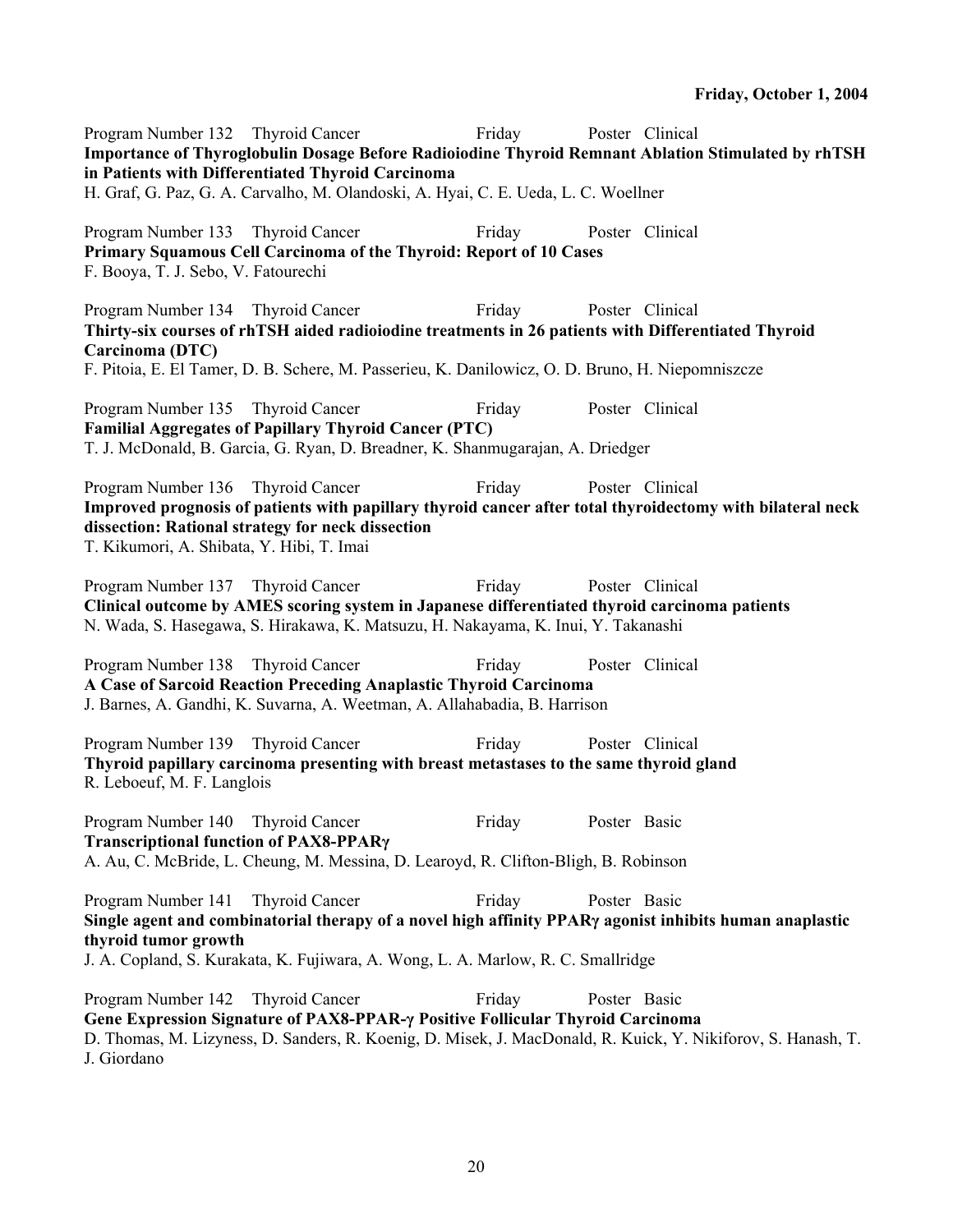**Friday, October 1, 2004**

Program Number 132 Thyroid Cancer Friday Poster Clinical
**Importance of Thyroglobulin Dosage Before Radioiodine Thyroid Remnant Ablation Stimulated by rhTSH in Patients with Differentiated Thyroid Carcinoma**
H. Graf, G. Paz, G. A. Carvalho, M. Olandoski, A. Hyai, C. E. Ueda, L. C. Woellner

Program Number 133 Thyroid Cancer Friday Poster Clinical
**Primary Squamous Cell Carcinoma of the Thyroid: Report of 10 Cases**
F. Booya, T. J. Sebo, V. Fatourechi

Program Number 134 Thyroid Cancer Friday Poster Clinical
**Thirty-six courses of rhTSH aided radioiodine treatments in 26 patients with Differentiated Thyroid Carcinoma (DTC)**
F. Pitoia, E. El Tamer, D. B. Schere, M. Passerieu, K. Danilowicz, O. D. Bruno, H. Niepomniszcze

Program Number 135 Thyroid Cancer Friday Poster Clinical
**Familial Aggregates of Papillary Thyroid Cancer (PTC)**
T. J. McDonald, B. Garcia, G. Ryan, D. Breadner, K. Shanmugarajan, A. Driedger

Program Number 136 Thyroid Cancer Friday Poster Clinical
**Improved prognosis of patients with papillary thyroid cancer after total thyroidectomy with bilateral neck dissection: Rational strategy for neck dissection**
T. Kikumori, A. Shibata, Y. Hibi, T. Imai

Program Number 137 Thyroid Cancer Friday Poster Clinical
**Clinical outcome by AMES scoring system in Japanese differentiated thyroid carcinoma patients**
N. Wada, S. Hasegawa, S. Hirakawa, K. Matsuzu, H. Nakayama, K. Inui, Y. Takanashi

Program Number 138 Thyroid Cancer Friday Poster Clinical
**A Case of Sarcoid Reaction Preceding Anaplastic Thyroid Carcinoma**
J. Barnes, A. Gandhi, K. Suvarna, A. Weetman, A. Allahabadia, B. Harrison

Program Number 139 Thyroid Cancer Friday Poster Clinical
**Thyroid papillary carcinoma presenting with breast metastases to the same thyroid gland**
R. Leboeuf, M. F. Langlois

Program Number 140 Thyroid Cancer Friday Poster Basic
**Transcriptional function of PAX8-PPARγ**
A. Au, C. McBride, L. Cheung, M. Messina, D. Learoyd, R. Clifton-Bligh, B. Robinson

Program Number 141 Thyroid Cancer Friday Poster Basic
**Single agent and combinatorial therapy of a novel high affinity PPARγ agonist inhibits human anaplastic thyroid tumor growth**
J. A. Copland, S. Kurakata, K. Fujiwara, A. Wong, L. A. Marlow, R. C. Smallridge

Program Number 142 Thyroid Cancer Friday Poster Basic
**Gene Expression Signature of PAX8-PPAR-γ Positive Follicular Thyroid Carcinoma**
D. Thomas, M. Lizyness, D. Sanders, R. Koenig, D. Misek, J. MacDonald, R. Kuick, Y. Nikiforov, S. Hanash, T. J. Giordano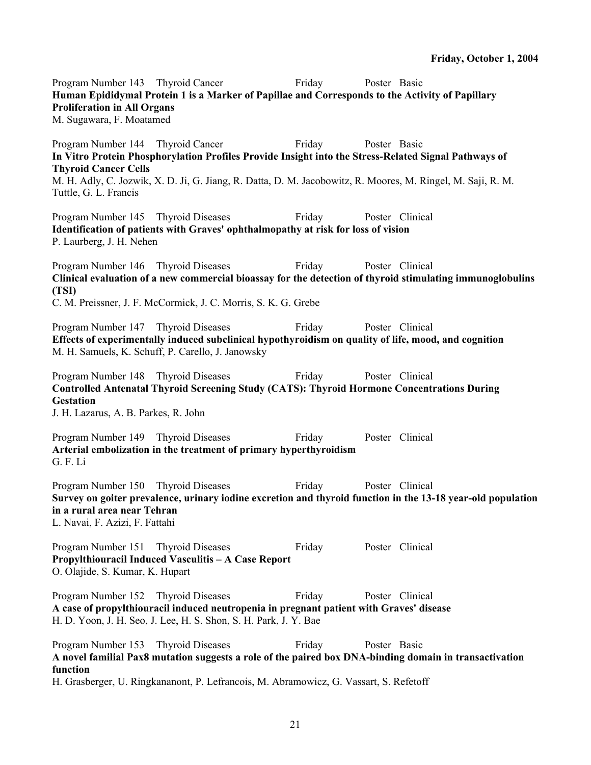**Friday, October 1, 2004**

Program Number 143 Thyroid Cancer Friday Poster Basic
**Human Epididymal Protein 1 is a Marker of Papillae and Corresponds to the Activity of Papillary Proliferation in All Organs**
M. Sugawara, F. Moatamed

Program Number 144 Thyroid Cancer Friday Poster Basic
**In Vitro Protein Phosphorylation Profiles Provide Insight into the Stress-Related Signal Pathways of Thyroid Cancer Cells**
M. H. Adly, C. Jozwik, X. D. Ji, G. Jiang, R. Datta, D. M. Jacobowitz, R. Moores, M. Ringel, M. Saji, R. M. Tuttle, G. L. Francis

Program Number 145 Thyroid Diseases Friday Poster Clinical
**Identification of patients with Graves' ophthalmopathy at risk for loss of vision**
P. Laurberg, J. H. Nehen

Program Number 146 Thyroid Diseases Friday Poster Clinical
**Clinical evaluation of a new commercial bioassay for the detection of thyroid stimulating immunoglobulins (TSI)**
C. M. Preissner, J. F. McCormick, J. C. Morris, S. K. G. Grebe

Program Number 147 Thyroid Diseases Friday Poster Clinical
**Effects of experimentally induced subclinical hypothyroidism on quality of life, mood, and cognition**
M. H. Samuels, K. Schuff, P. Carello, J. Janowsky

Program Number 148 Thyroid Diseases Friday Poster Clinical
**Controlled Antenatal Thyroid Screening Study (CATS): Thyroid Hormone Concentrations During Gestation**
J. H. Lazarus, A. B. Parkes, R. John

Program Number 149 Thyroid Diseases Friday Poster Clinical
**Arterial embolization in the treatment of primary hyperthyroidism**
G. F. Li

Program Number 150 Thyroid Diseases Friday Poster Clinical
**Survey on goiter prevalence, urinary iodine excretion and thyroid function in the 13-18 year-old population in a rural area near Tehran**
L. Navai, F. Azizi, F. Fattahi

Program Number 151 Thyroid Diseases Friday Poster Clinical
**Propylthiouracil Induced Vasculitis – A Case Report**
O. Olajide, S. Kumar, K. Hupart

Program Number 152 Thyroid Diseases Friday Poster Clinical
**A case of propylthiouracil induced neutropenia in pregnant patient with Graves' disease**
H. D. Yoon, J. H. Seo, J. Lee, H. S. Shon, S. H. Park, J. Y. Bae

Program Number 153 Thyroid Diseases Friday Poster Basic
**A novel familial Pax8 mutation suggests a role of the paired box DNA-binding domain in transactivation function**
H. Grasberger, U. Ringkananont, P. Lefrancois, M. Abramowicz, G. Vassart, S. Refetoff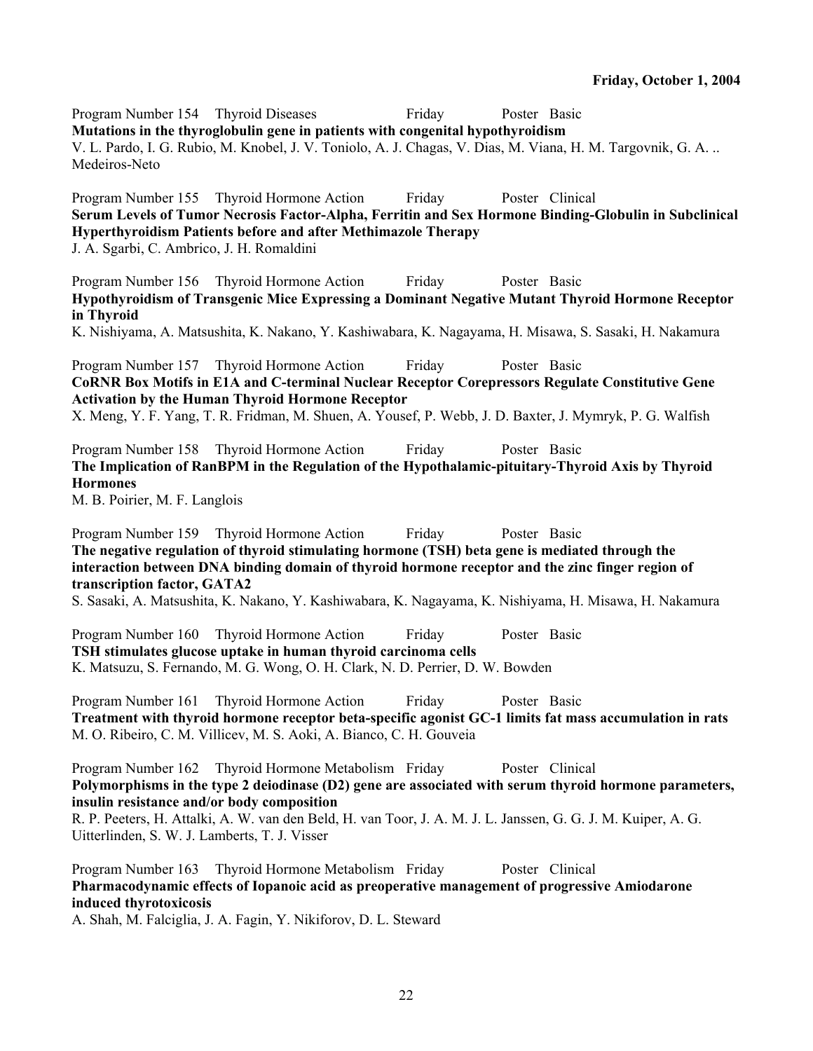**Friday, October 1, 2004**

Program Number 154 Thyroid Diseases Friday Poster Basic
**Mutations in the thyroglobulin gene in patients with congenital hypothyroidism**
V. L. Pardo, I. G. Rubio, M. Knobel, J. V. Toniolo, A. J. Chagas, V. Dias, M. Viana, H. M. Targovnik, G. A. .. Medeiros-Neto

Program Number 155 Thyroid Hormone Action Friday Poster Clinical
**Serum Levels of Tumor Necrosis Factor-Alpha, Ferritin and Sex Hormone Binding-Globulin in Subclinical Hyperthyroidism Patients before and after Methimazole Therapy**
J. A. Sgarbi, C. Ambrico, J. H. Romaldini

Program Number 156 Thyroid Hormone Action Friday Poster Basic
**Hypothyroidism of Transgenic Mice Expressing a Dominant Negative Mutant Thyroid Hormone Receptor in Thyroid**
K. Nishiyama, A. Matsushita, K. Nakano, Y. Kashiwabara, K. Nagayama, H. Misawa, S. Sasaki, H. Nakamura

Program Number 157 Thyroid Hormone Action Friday Poster Basic
**CoRNR Box Motifs in E1A and C-terminal Nuclear Receptor Corepressors Regulate Constitutive Gene Activation by the Human Thyroid Hormone Receptor**
X. Meng, Y. F. Yang, T. R. Fridman, M. Shuen, A. Yousef, P. Webb, J. D. Baxter, J. Mymryk, P. G. Walfish

Program Number 158 Thyroid Hormone Action Friday Poster Basic
**The Implication of RanBPM in the Regulation of the Hypothalamic-pituitary-Thyroid Axis by Thyroid Hormones**
M. B. Poirier, M. F. Langlois

Program Number 159 Thyroid Hormone Action Friday Poster Basic
**The negative regulation of thyroid stimulating hormone (TSH) beta gene is mediated through the interaction between DNA binding domain of thyroid hormone receptor and the zinc finger region of transcription factor, GATA2**
S. Sasaki, A. Matsushita, K. Nakano, Y. Kashiwabara, K. Nagayama, K. Nishiyama, H. Misawa, H. Nakamura

Program Number 160 Thyroid Hormone Action Friday Poster Basic
**TSH stimulates glucose uptake in human thyroid carcinoma cells**
K. Matsuzu, S. Fernando, M. G. Wong, O. H. Clark, N. D. Perrier, D. W. Bowden

Program Number 161 Thyroid Hormone Action Friday Poster Basic
**Treatment with thyroid hormone receptor beta-specific agonist GC-1 limits fat mass accumulation in rats**
M. O. Ribeiro, C. M. Villicev, M. S. Aoki, A. Bianco, C. H. Gouveia

Program Number 162 Thyroid Hormone Metabolism Friday Poster Clinical
**Polymorphisms in the type 2 deiodinase (D2) gene are associated with serum thyroid hormone parameters, insulin resistance and/or body composition**
R. P. Peeters, H. Attalki, A. W. van den Beld, H. van Toor, J. A. M. J. L. Janssen, G. G. J. M. Kuiper, A. G. Uitterlinden, S. W. J. Lamberts, T. J. Visser

Program Number 163 Thyroid Hormone Metabolism Friday Poster Clinical
**Pharmacodynamic effects of Iopanoic acid as preoperative management of progressive Amiodarone induced thyrotoxicosis**
A. Shah, M. Falciglia, J. A. Fagin, Y. Nikiforov, D. L. Steward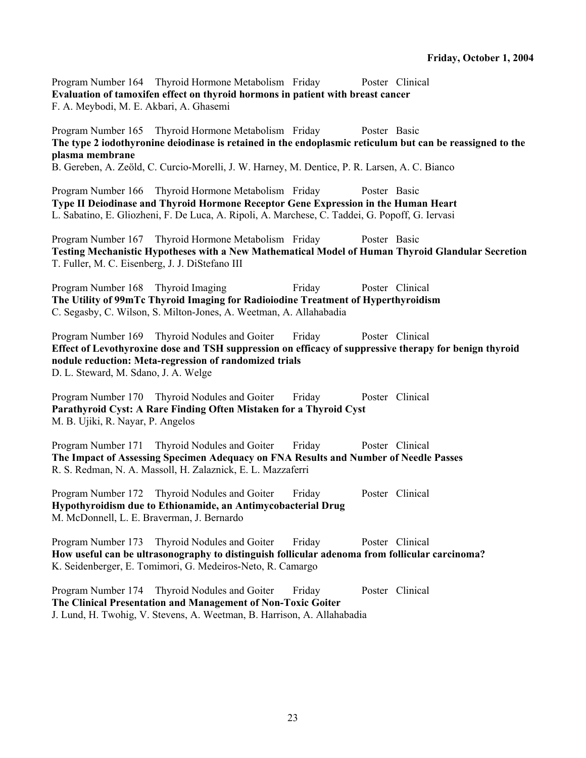**Friday, October 1, 2004**

Program Number 164 Thyroid Hormone Metabolism Friday Poster Clinical
**Evaluation of tamoxifen effect on thyroid hormons in patient with breast cancer**
F. A. Meybodi, M. E. Akbari, A. Ghasemi

Program Number 165 Thyroid Hormone Metabolism Friday Poster Basic
**The type 2 iodothyronine deiodinase is retained in the endoplasmic reticulum but can be reassigned to the plasma membrane**
B. Gereben, A. Zeöld, C. Curcio-Morelli, J. W. Harney, M. Dentice, P. R. Larsen, A. C. Bianco

Program Number 166 Thyroid Hormone Metabolism Friday Poster Basic
**Type II Deiodinase and Thyroid Hormone Receptor Gene Expression in the Human Heart**
L. Sabatino, E. Gliozheni, F. De Luca, A. Ripoli, A. Marchese, C. Taddei, G. Popoff, G. Iervasi

Program Number 167 Thyroid Hormone Metabolism Friday Poster Basic
**Testing Mechanistic Hypotheses with a New Mathematical Model of Human Thyroid Glandular Secretion**
T. Fuller, M. C. Eisenberg, J. J. DiStefano III

Program Number 168 Thyroid Imaging Friday Poster Clinical
**The Utility of 99mTc Thyroid Imaging for Radioiodine Treatment of Hyperthyroidism**
C. Segasby, C. Wilson, S. Milton-Jones, A. Weetman, A. Allahabadia

Program Number 169 Thyroid Nodules and Goiter Friday Poster Clinical
**Effect of Levothyroxine dose and TSH suppression on efficacy of suppressive therapy for benign thyroid nodule reduction: Meta-regression of randomized trials**
D. L. Steward, M. Sdano, J. A. Welge

Program Number 170 Thyroid Nodules and Goiter Friday Poster Clinical
**Parathyroid Cyst: A Rare Finding Often Mistaken for a Thyroid Cyst**
M. B. Ujiki, R. Nayar, P. Angelos

Program Number 171 Thyroid Nodules and Goiter Friday Poster Clinical
**The Impact of Assessing Specimen Adequacy on FNA Results and Number of Needle Passes**
R. S. Redman, N. A. Massoll, H. Zalaznick, E. L. Mazzaferri

Program Number 172 Thyroid Nodules and Goiter Friday Poster Clinical
**Hypothyroidism due to Ethionamide, an Antimycobacterial Drug**
M. McDonnell, L. E. Braverman, J. Bernardo

Program Number 173 Thyroid Nodules and Goiter Friday Poster Clinical
**How useful can be ultrasonography to distinguish follicular adenoma from follicular carcinoma?**
K. Seidenberger, E. Tomimori, G. Medeiros-Neto, R. Camargo

Program Number 174 Thyroid Nodules and Goiter Friday Poster Clinical
**The Clinical Presentation and Management of Non-Toxic Goiter**
J. Lund, H. Twohig, V. Stevens, A. Weetman, B. Harrison, A. Allahabadia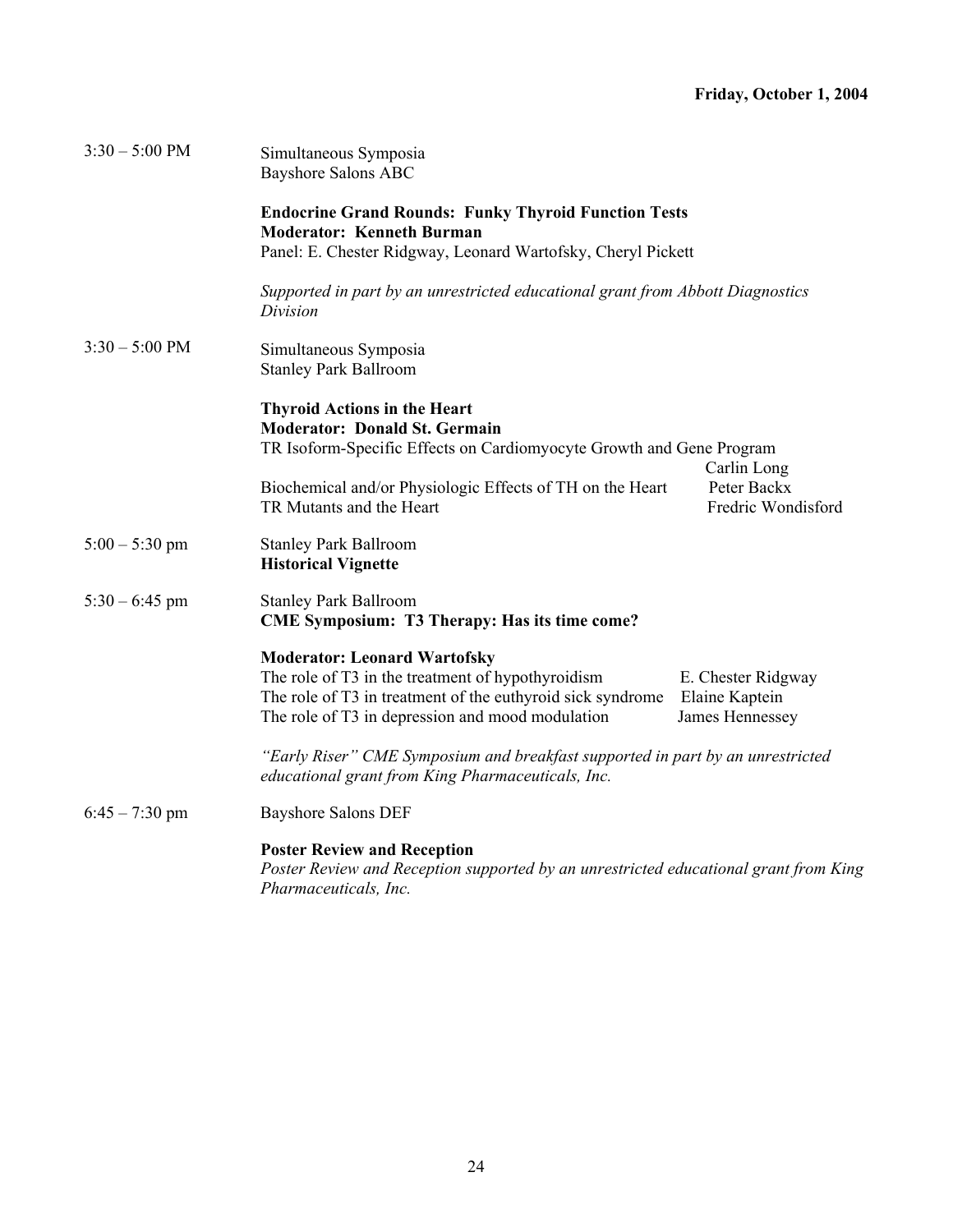**Friday, October 1, 2004**

3:30 – 5:00 PM

Simultaneous Symposia
Bayshore Salons ABC

**Endocrine Grand Rounds: Funky Thyroid Function Tests**
**Moderator: Kenneth Burman**
Panel: E. Chester Ridgway, Leonard Wartofsky, Cheryl Pickett

*Supported in part by an unrestricted educational grant from Abbott Diagnostics Division*

3:30 – 5:00 PM

Simultaneous Symposia
Stanley Park Ballroom

**Thyroid Actions in the Heart**
**Moderator: Donald St. Germain**

| | |
|---|---|
| TR Isoform-Specific Effects on Cardiomyocyte Growth and Gene Program | Carlin Long |
| Biochemical and/or Physiologic Effects of TH on the Heart | Peter Backx |
| TR Mutants and the Heart | Fredric Wondisford |

5:00 – 5:30 pm

Stanley Park Ballroom
**Historical Vignette**

5:30 – 6:45 pm

Stanley Park Ballroom
**CME Symposium: T3 Therapy: Has its time come?**

**Moderator: Leonard Wartofsky**

| | |
|---|---|
| The role of T3 in the treatment of hypothyroidism | E. Chester Ridgway |
| The role of T3 in treatment of the euthyroid sick syndrome | Elaine Kaptein |
| The role of T3 in depression and mood modulation | James Hennessey |

*"Early Riser" CME Symposium and breakfast supported in part by an unrestricted educational grant from King Pharmaceuticals, Inc.*

6:45 – 7:30 pm

Bayshore Salons DEF

**Poster Review and Reception**
*Poster Review and Reception supported by an unrestricted educational grant from King Pharmaceuticals, Inc.*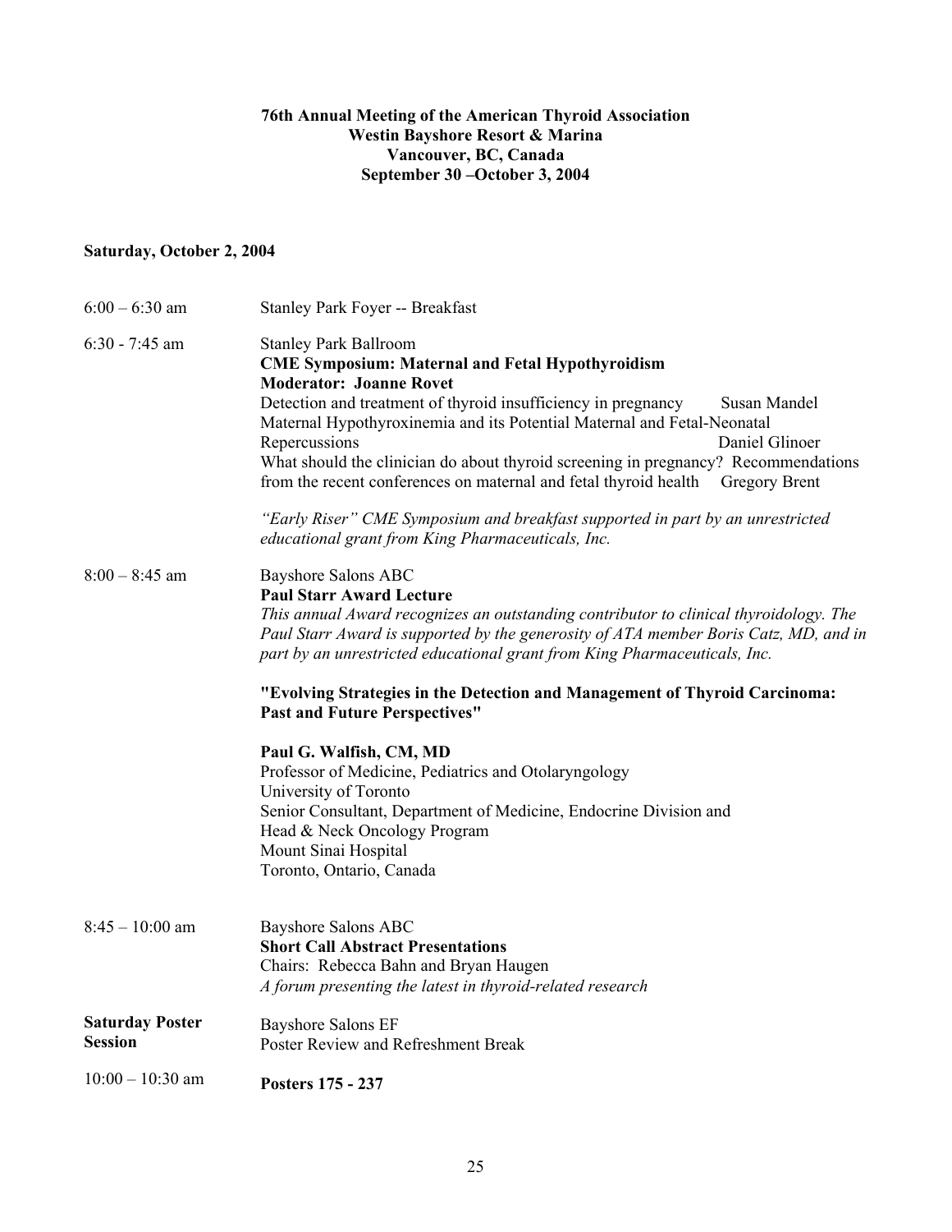**76th Annual Meeting of the American Thyroid Association**
**Westin Bayshore Resort & Marina**
**Vancouver, BC, Canada**
**September 30 –October 3, 2004**

## Saturday, October 2, 2004

**6:00 – 6:30 am**

Stanley Park Foyer -- Breakfast

**6:30 - 7:45 am**

Stanley Park Ballroom
**CME Symposium: Maternal and Fetal Hypothyroidism**
**Moderator: Joanne Rovet**

Detection and treatment of thyroid insufficiency in pregnancy — Susan Mandel

Maternal Hypothyroxinemia and its Potential Maternal and Fetal-Neonatal Repercussions — Daniel Glinoer

What should the clinician do about thyroid screening in pregnancy? Recommendations from the recent conferences on maternal and fetal thyroid health — Gregory Brent

*"Early Riser" CME Symposium and breakfast supported in part by an unrestricted educational grant from King Pharmaceuticals, Inc.*

**8:00 – 8:45 am**

Bayshore Salons ABC
**Paul Starr Award Lecture**
*This annual Award recognizes an outstanding contributor to clinical thyroidology. The Paul Starr Award is supported by the generosity of ATA member Boris Catz, MD, and in part by an unrestricted educational grant from King Pharmaceuticals, Inc.*

**"Evolving Strategies in the Detection and Management of Thyroid Carcinoma: Past and Future Perspectives"**

**Paul G. Walfish, CM, MD**
Professor of Medicine, Pediatrics and Otolaryngology
University of Toronto
Senior Consultant, Department of Medicine, Endocrine Division and
Head & Neck Oncology Program
Mount Sinai Hospital
Toronto, Ontario, Canada

**8:45 – 10:00 am**

Bayshore Salons ABC
**Short Call Abstract Presentations**
Chairs: Rebecca Bahn and Bryan Haugen
*A forum presenting the latest in thyroid-related research*

**Saturday Poster Session**

Bayshore Salons EF
Poster Review and Refreshment Break

**10:00 – 10:30 am**

**Posters 175 - 237**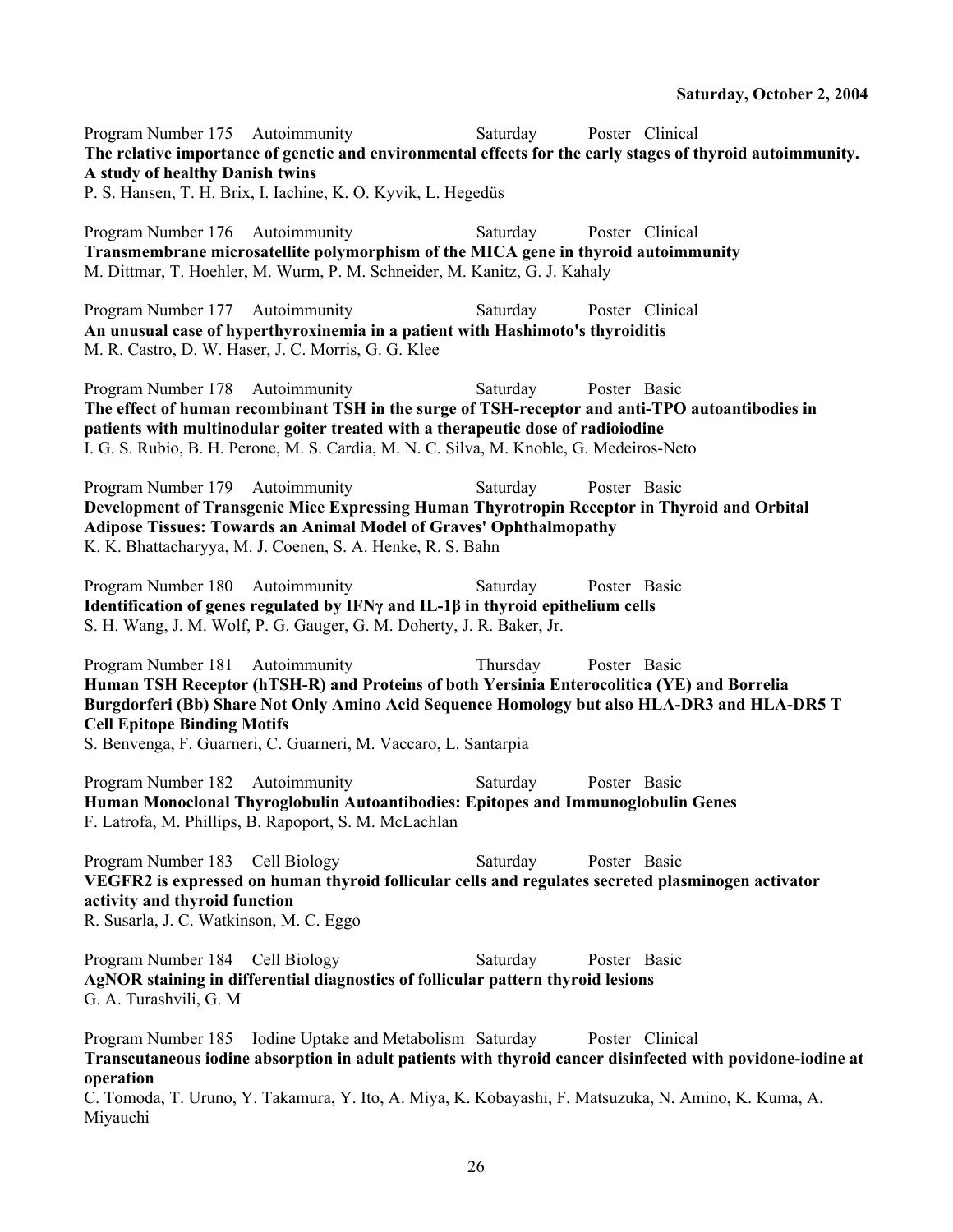**Saturday, October 2, 2004**

Program Number 175 Autoimmunity Saturday Poster Clinical
**The relative importance of genetic and environmental effects for the early stages of thyroid autoimmunity. A study of healthy Danish twins**
P. S. Hansen, T. H. Brix, I. Iachine, K. O. Kyvik, L. Hegedüs

Program Number 176 Autoimmunity Saturday Poster Clinical
**Transmembrane microsatellite polymorphism of the MICA gene in thyroid autoimmunity**
M. Dittmar, T. Hoehler, M. Wurm, P. M. Schneider, M. Kanitz, G. J. Kahaly

Program Number 177 Autoimmunity Saturday Poster Clinical
**An unusual case of hyperthyroxinemia in a patient with Hashimoto's thyroiditis**
M. R. Castro, D. W. Haser, J. C. Morris, G. G. Klee

Program Number 178 Autoimmunity Saturday Poster Basic
**The effect of human recombinant TSH in the surge of TSH-receptor and anti-TPO autoantibodies in patients with multinodular goiter treated with a therapeutic dose of radioiodine**
I. G. S. Rubio, B. H. Perone, M. S. Cardia, M. N. C. Silva, M. Knoble, G. Medeiros-Neto

Program Number 179 Autoimmunity Saturday Poster Basic
**Development of Transgenic Mice Expressing Human Thyrotropin Receptor in Thyroid and Orbital Adipose Tissues: Towards an Animal Model of Graves' Ophthalmopathy**
K. K. Bhattacharyya, M. J. Coenen, S. A. Henke, R. S. Bahn

Program Number 180 Autoimmunity Saturday Poster Basic
**Identification of genes regulated by IFNγ and IL-1β in thyroid epithelium cells**
S. H. Wang, J. M. Wolf, P. G. Gauger, G. M. Doherty, J. R. Baker, Jr.

Program Number 181 Autoimmunity Thursday Poster Basic
**Human TSH Receptor (hTSH-R) and Proteins of both Yersinia Enterocolitica (YE) and Borrelia Burgdorferi (Bb) Share Not Only Amino Acid Sequence Homology but also HLA-DR3 and HLA-DR5 T Cell Epitope Binding Motifs**
S. Benvenga, F. Guarneri, C. Guarneri, M. Vaccaro, L. Santarpia

Program Number 182 Autoimmunity Saturday Poster Basic
**Human Monoclonal Thyroglobulin Autoantibodies: Epitopes and Immunoglobulin Genes**
F. Latrofa, M. Phillips, B. Rapoport, S. M. McLachlan

Program Number 183 Cell Biology Saturday Poster Basic
**VEGFR2 is expressed on human thyroid follicular cells and regulates secreted plasminogen activator activity and thyroid function**
R. Susarla, J. C. Watkinson, M. C. Eggo

Program Number 184 Cell Biology Saturday Poster Basic
**AgNOR staining in differential diagnostics of follicular pattern thyroid lesions**
G. A. Turashvili, G. M

Program Number 185 Iodine Uptake and Metabolism Saturday Poster Clinical
**Transcutaneous iodine absorption in adult patients with thyroid cancer disinfected with povidone-iodine at operation**
C. Tomoda, T. Uruno, Y. Takamura, Y. Ito, A. Miya, K. Kobayashi, F. Matsuzuka, N. Amino, K. Kuma, A. Miyauchi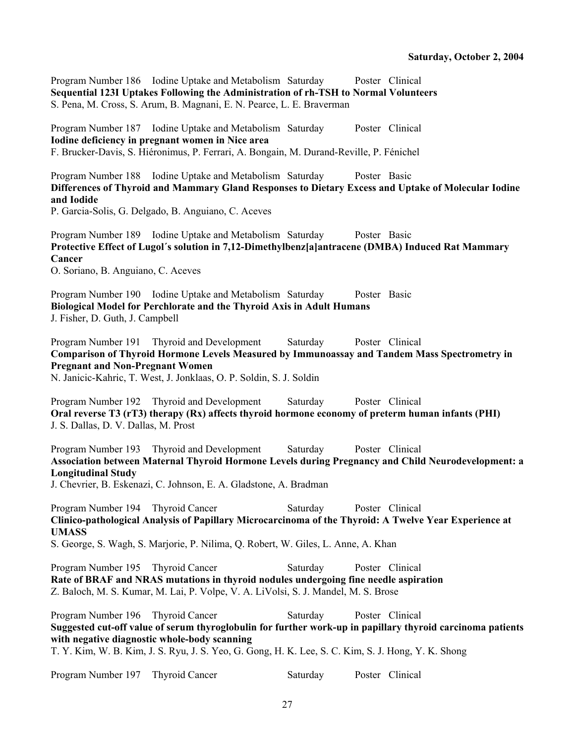Program Number 186 Iodine Uptake and Metabolism Saturday Poster Clinical
**Sequential 123I Uptakes Following the Administration of rh-TSH to Normal Volunteers**
S. Pena, M. Cross, S. Arum, B. Magnani, E. N. Pearce, L. E. Braverman

Program Number 187 Iodine Uptake and Metabolism Saturday Poster Clinical
**Iodine deficiency in pregnant women in Nice area**
F. Brucker-Davis, S. Hiéronimus, P. Ferrari, A. Bongain, M. Durand-Reville, P. Fénichel

Program Number 188 Iodine Uptake and Metabolism Saturday Poster Basic
**Differences of Thyroid and Mammary Gland Responses to Dietary Excess and Uptake of Molecular Iodine and Iodide**
P. Garcia-Solis, G. Delgado, B. Anguiano, C. Aceves

Program Number 189 Iodine Uptake and Metabolism Saturday Poster Basic
**Protective Effect of Lugol´s solution in 7,12-Dimethylbenz[a]antracene (DMBA) Induced Rat Mammary Cancer**
O. Soriano, B. Anguiano, C. Aceves

Program Number 190 Iodine Uptake and Metabolism Saturday Poster Basic
**Biological Model for Perchlorate and the Thyroid Axis in Adult Humans**
J. Fisher, D. Guth, J. Campbell

Program Number 191 Thyroid and Development Saturday Poster Clinical
**Comparison of Thyroid Hormone Levels Measured by Immunoassay and Tandem Mass Spectrometry in Pregnant and Non-Pregnant Women**
N. Janicic-Kahric, T. West, J. Jonklaas, O. P. Soldin, S. J. Soldin

Program Number 192 Thyroid and Development Saturday Poster Clinical
**Oral reverse T3 (rT3) therapy (Rx) affects thyroid hormone economy of preterm human infants (PHI)**
J. S. Dallas, D. V. Dallas, M. Prost

Program Number 193 Thyroid and Development Saturday Poster Clinical
**Association between Maternal Thyroid Hormone Levels during Pregnancy and Child Neurodevelopment: a Longitudinal Study**
J. Chevrier, B. Eskenazi, C. Johnson, E. A. Gladstone, A. Bradman

Program Number 194 Thyroid Cancer Saturday Poster Clinical
**Clinico-pathological Analysis of Papillary Microcarcinoma of the Thyroid: A Twelve Year Experience at UMASS**
S. George, S. Wagh, S. Marjorie, P. Nilima, Q. Robert, W. Giles, L. Anne, A. Khan

Program Number 195 Thyroid Cancer Saturday Poster Clinical
**Rate of BRAF and NRAS mutations in thyroid nodules undergoing fine needle aspiration**
Z. Baloch, M. S. Kumar, M. Lai, P. Volpe, V. A. LiVolsi, S. J. Mandel, M. S. Brose

Program Number 196 Thyroid Cancer Saturday Poster Clinical
**Suggested cut-off value of serum thyroglobulin for further work-up in papillary thyroid carcinoma patients with negative diagnostic whole-body scanning**
T. Y. Kim, W. B. Kim, J. S. Ryu, J. S. Yeo, G. Gong, H. K. Lee, S. C. Kim, S. J. Hong, Y. K. Shong

Program Number 197 Thyroid Cancer Saturday Poster Clinical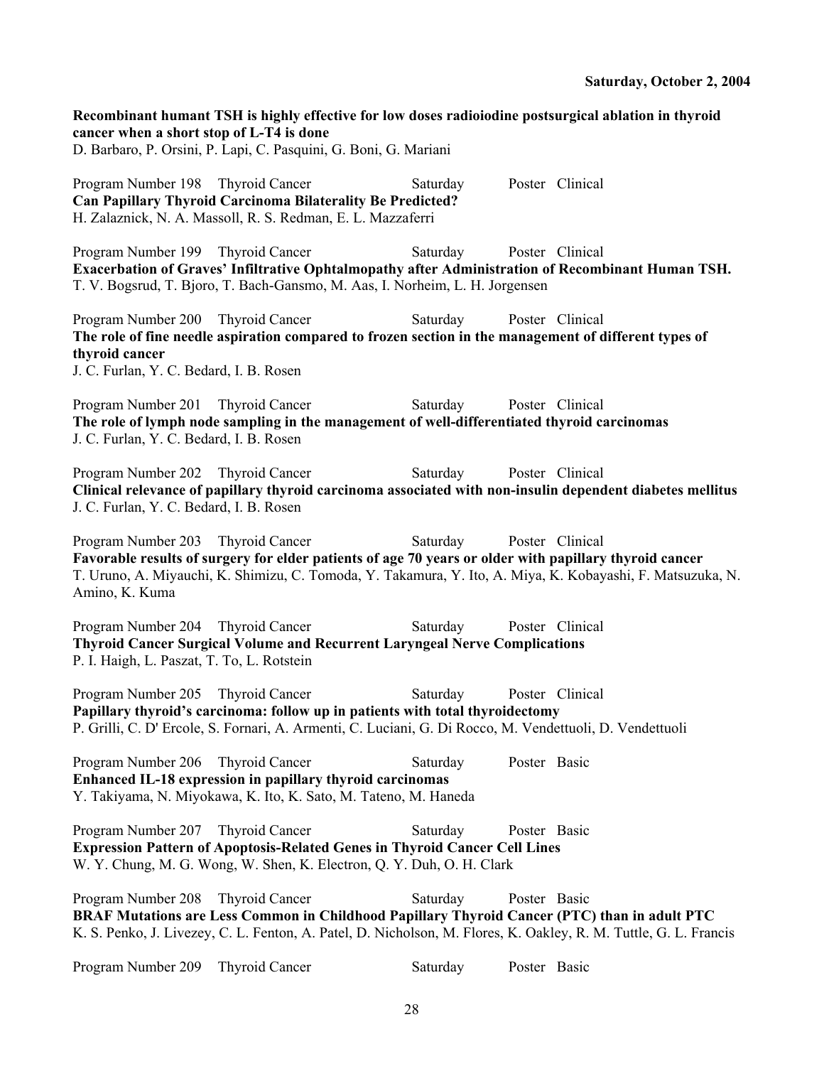**Recombinant humant TSH is highly effective for low doses radioiodine postsurgical ablation in thyroid cancer when a short stop of L-T4 is done**
D. Barbaro, P. Orsini, P. Lapi, C. Pasquini, G. Boni, G. Mariani

Program Number 198 Thyroid Cancer Saturday Poster Clinical
**Can Papillary Thyroid Carcinoma Bilaterality Be Predicted?**
H. Zalaznick, N. A. Massoll, R. S. Redman, E. L. Mazzaferri

Program Number 199 Thyroid Cancer Saturday Poster Clinical
**Exacerbation of Graves' Infiltrative Ophtalmopathy after Administration of Recombinant Human TSH.**
T. V. Bogsrud, T. Bjoro, T. Bach-Gansmo, M. Aas, I. Norheim, L. H. Jorgensen

Program Number 200 Thyroid Cancer Saturday Poster Clinical
**The role of fine needle aspiration compared to frozen section in the management of different types of thyroid cancer**
J. C. Furlan, Y. C. Bedard, I. B. Rosen

Program Number 201 Thyroid Cancer Saturday Poster Clinical
**The role of lymph node sampling in the management of well-differentiated thyroid carcinomas**
J. C. Furlan, Y. C. Bedard, I. B. Rosen

Program Number 202 Thyroid Cancer Saturday Poster Clinical
**Clinical relevance of papillary thyroid carcinoma associated with non-insulin dependent diabetes mellitus**
J. C. Furlan, Y. C. Bedard, I. B. Rosen

Program Number 203 Thyroid Cancer Saturday Poster Clinical
**Favorable results of surgery for elder patients of age 70 years or older with papillary thyroid cancer**
T. Uruno, A. Miyauchi, K. Shimizu, C. Tomoda, Y. Takamura, Y. Ito, A. Miya, K. Kobayashi, F. Matsuzuka, N. Amino, K. Kuma

Program Number 204 Thyroid Cancer Saturday Poster Clinical
**Thyroid Cancer Surgical Volume and Recurrent Laryngeal Nerve Complications**
P. I. Haigh, L. Paszat, T. To, L. Rotstein

Program Number 205 Thyroid Cancer Saturday Poster Clinical
**Papillary thyroid's carcinoma: follow up in patients with total thyroidectomy**
P. Grilli, C. D' Ercole, S. Fornari, A. Armenti, C. Luciani, G. Di Rocco, M. Vendettuoli, D. Vendettuoli

Program Number 206 Thyroid Cancer Saturday Poster Basic
**Enhanced IL-18 expression in papillary thyroid carcinomas**
Y. Takiyama, N. Miyokawa, K. Ito, K. Sato, M. Tateno, M. Haneda

Program Number 207 Thyroid Cancer Saturday Poster Basic
**Expression Pattern of Apoptosis-Related Genes in Thyroid Cancer Cell Lines**
W. Y. Chung, M. G. Wong, W. Shen, K. Electron, Q. Y. Duh, O. H. Clark

Program Number 208 Thyroid Cancer Saturday Poster Basic
**BRAF Mutations are Less Common in Childhood Papillary Thyroid Cancer (PTC) than in adult PTC**
K. S. Penko, J. Livezey, C. L. Fenton, A. Patel, D. Nicholson, M. Flores, K. Oakley, R. M. Tuttle, G. L. Francis

Program Number 209 Thyroid Cancer Saturday Poster Basic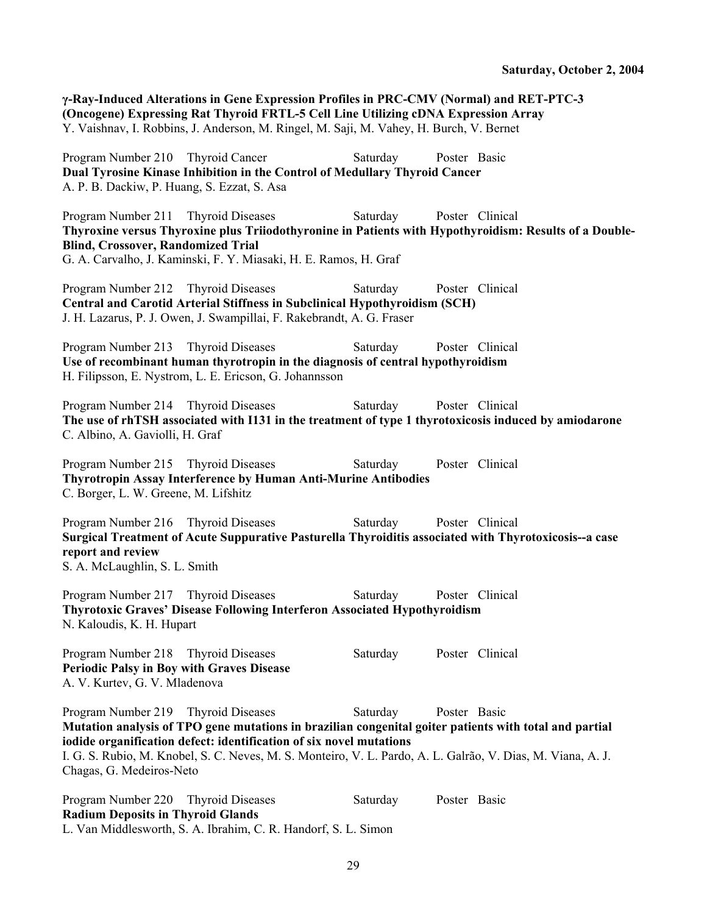**γ-Ray-Induced Alterations in Gene Expression Profiles in PRC-CMV (Normal) and RET-PTC-3 (Oncogene) Expressing Rat Thyroid FRTL-5 Cell Line Utilizing cDNA Expression Array**
Y. Vaishnav, I. Robbins, J. Anderson, M. Ringel, M. Saji, M. Vahey, H. Burch, V. Bernet

Program Number 210 Thyroid Cancer Saturday Poster Basic
**Dual Tyrosine Kinase Inhibition in the Control of Medullary Thyroid Cancer**
A. P. B. Dackiw, P. Huang, S. Ezzat, S. Asa

Program Number 211 Thyroid Diseases Saturday Poster Clinical
**Thyroxine versus Thyroxine plus Triiodothyronine in Patients with Hypothyroidism: Results of a Double-Blind, Crossover, Randomized Trial**
G. A. Carvalho, J. Kaminski, F. Y. Miasaki, H. E. Ramos, H. Graf

Program Number 212 Thyroid Diseases Saturday Poster Clinical
**Central and Carotid Arterial Stiffness in Subclinical Hypothyroidism (SCH)**
J. H. Lazarus, P. J. Owen, J. Swampillai, F. Rakebrandt, A. G. Fraser

Program Number 213 Thyroid Diseases Saturday Poster Clinical
**Use of recombinant human thyrotropin in the diagnosis of central hypothyroidism**
H. Filipsson, E. Nystrom, L. E. Ericson, G. Johannsson

Program Number 214 Thyroid Diseases Saturday Poster Clinical
**The use of rhTSH associated with I131 in the treatment of type 1 thyrotoxicosis induced by amiodarone**
C. Albino, A. Gaviolli, H. Graf

Program Number 215 Thyroid Diseases Saturday Poster Clinical
**Thyrotropin Assay Interference by Human Anti-Murine Antibodies**
C. Borger, L. W. Greene, M. Lifshitz

Program Number 216 Thyroid Diseases Saturday Poster Clinical
**Surgical Treatment of Acute Suppurative Pasturella Thyroiditis associated with Thyrotoxicosis--a case report and review**
S. A. McLaughlin, S. L. Smith

Program Number 217 Thyroid Diseases Saturday Poster Clinical
**Thyrotoxic Graves' Disease Following Interferon Associated Hypothyroidism**
N. Kaloudis, K. H. Hupart

Program Number 218 Thyroid Diseases Saturday Poster Clinical
**Periodic Palsy in Boy with Graves Disease**
A. V. Kurtev, G. V. Mladenova

Program Number 219 Thyroid Diseases Saturday Poster Basic
**Mutation analysis of TPO gene mutations in brazilian congenital goiter patients with total and partial iodide organification defect: identification of six novel mutations**
I. G. S. Rubio, M. Knobel, S. C. Neves, M. S. Monteiro, V. L. Pardo, A. L. Galrão, V. Dias, M. Viana, A. J. Chagas, G. Medeiros-Neto

Program Number 220 Thyroid Diseases Saturday Poster Basic
**Radium Deposits in Thyroid Glands**
L. Van Middlesworth, S. A. Ibrahim, C. R. Handorf, S. L. Simon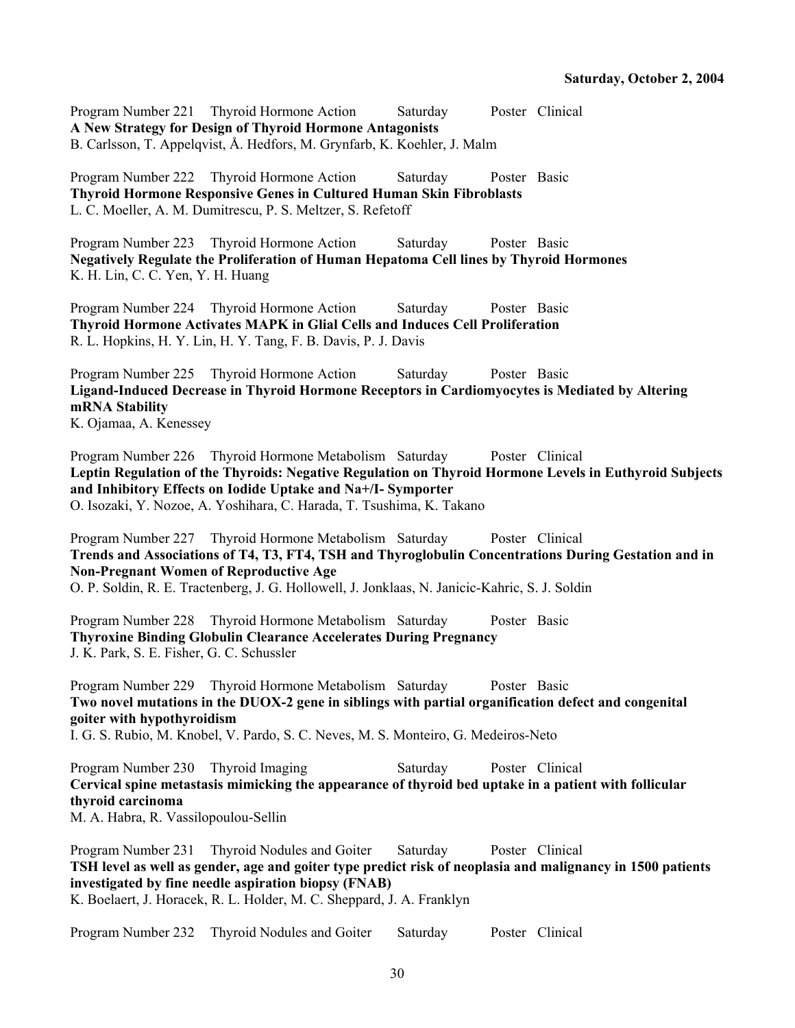Program Number 221 Thyroid Hormone Action Saturday Poster Clinical
**A New Strategy for Design of Thyroid Hormone Antagonists**
B. Carlsson, T. Appelqvist, Å. Hedfors, M. Grynfarb, K. Koehler, J. Malm

Program Number 222 Thyroid Hormone Action Saturday Poster Basic
**Thyroid Hormone Responsive Genes in Cultured Human Skin Fibroblasts**
L. C. Moeller, A. M. Dumitrescu, P. S. Meltzer, S. Refetoff

Program Number 223 Thyroid Hormone Action Saturday Poster Basic
**Negatively Regulate the Proliferation of Human Hepatoma Cell lines by Thyroid Hormones**
K. H. Lin, C. C. Yen, Y. H. Huang

Program Number 224 Thyroid Hormone Action Saturday Poster Basic
**Thyroid Hormone Activates MAPK in Glial Cells and Induces Cell Proliferation**
R. L. Hopkins, H. Y. Lin, H. Y. Tang, F. B. Davis, P. J. Davis

Program Number 225 Thyroid Hormone Action Saturday Poster Basic
**Ligand-Induced Decrease in Thyroid Hormone Receptors in Cardiomyocytes is Mediated by Altering mRNA Stability**
K. Ojamaa, A. Kenessey

Program Number 226 Thyroid Hormone Metabolism Saturday Poster Clinical
**Leptin Regulation of the Thyroids: Negative Regulation on Thyroid Hormone Levels in Euthyroid Subjects and Inhibitory Effects on Iodide Uptake and Na+/I- Symporter**
O. Isozaki, Y. Nozoe, A. Yoshihara, C. Harada, T. Tsushima, K. Takano

Program Number 227 Thyroid Hormone Metabolism Saturday Poster Clinical
**Trends and Associations of T4, T3, FT4, TSH and Thyroglobulin Concentrations During Gestation and in Non-Pregnant Women of Reproductive Age**
O. P. Soldin, R. E. Tractenberg, J. G. Hollowell, J. Jonklaas, N. Janicic-Kahric, S. J. Soldin

Program Number 228 Thyroid Hormone Metabolism Saturday Poster Basic
**Thyroxine Binding Globulin Clearance Accelerates During Pregnancy**
J. K. Park, S. E. Fisher, G. C. Schussler

Program Number 229 Thyroid Hormone Metabolism Saturday Poster Basic
**Two novel mutations in the DUOX-2 gene in siblings with partial organification defect and congenital goiter with hypothyroidism**
I. G. S. Rubio, M. Knobel, V. Pardo, S. C. Neves, M. S. Monteiro, G. Medeiros-Neto

Program Number 230 Thyroid Imaging Saturday Poster Clinical
**Cervical spine metastasis mimicking the appearance of thyroid bed uptake in a patient with follicular thyroid carcinoma**
M. A. Habra, R. Vassilopoulou-Sellin

Program Number 231 Thyroid Nodules and Goiter Saturday Poster Clinical
**TSH level as well as gender, age and goiter type predict risk of neoplasia and malignancy in 1500 patients investigated by fine needle aspiration biopsy (FNAB)**
K. Boelaert, J. Horacek, R. L. Holder, M. C. Sheppard, J. A. Franklyn

Program Number 232 Thyroid Nodules and Goiter Saturday Poster Clinical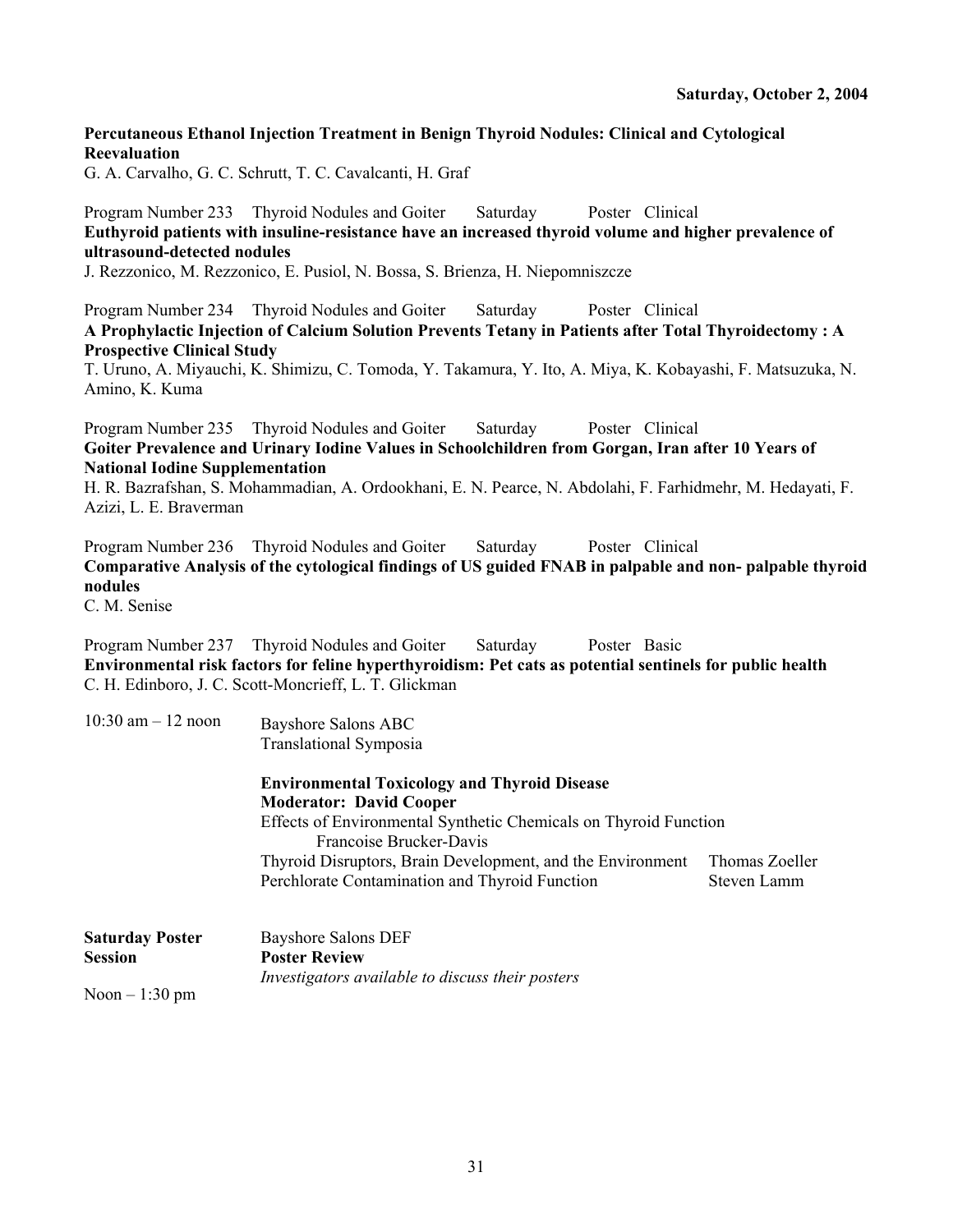**Saturday, October 2, 2004**

**Percutaneous Ethanol Injection Treatment in Benign Thyroid Nodules: Clinical and Cytological Reevaluation**
G. A. Carvalho, G. C. Schrutt, T. C. Cavalcanti, H. Graf

Program Number 233 Thyroid Nodules and Goiter Saturday Poster Clinical
**Euthyroid patients with insuline-resistance have an increased thyroid volume and higher prevalence of ultrasound-detected nodules**
J. Rezzonico, M. Rezzonico, E. Pusiol, N. Bossa, S. Brienza, H. Niepomniszcze

Program Number 234 Thyroid Nodules and Goiter Saturday Poster Clinical
**A Prophylactic Injection of Calcium Solution Prevents Tetany in Patients after Total Thyroidectomy : A Prospective Clinical Study**
T. Uruno, A. Miyauchi, K. Shimizu, C. Tomoda, Y. Takamura, Y. Ito, A. Miya, K. Kobayashi, F. Matsuzuka, N. Amino, K. Kuma

Program Number 235 Thyroid Nodules and Goiter Saturday Poster Clinical
**Goiter Prevalence and Urinary Iodine Values in Schoolchildren from Gorgan, Iran after 10 Years of National Iodine Supplementation**
H. R. Bazrafshan, S. Mohammadian, A. Ordookhani, E. N. Pearce, N. Abdolahi, F. Farhidmehr, M. Hedayati, F. Azizi, L. E. Braverman

Program Number 236 Thyroid Nodules and Goiter Saturday Poster Clinical
**Comparative Analysis of the cytological findings of US guided FNAB in palpable and non- palpable thyroid nodules**
C. M. Senise

Program Number 237 Thyroid Nodules and Goiter Saturday Poster Basic
**Environmental risk factors for feline hyperthyroidism: Pet cats as potential sentinels for public health**
C. H. Edinboro, J. C. Scott-Moncrieff, L. T. Glickman

10:30 am – 12 noon

Bayshore Salons ABC
Translational Symposia

**Environmental Toxicology and Thyroid Disease**
**Moderator: David Cooper**
Effects of Environmental Synthetic Chemicals on Thyroid Function
Francoise Brucker-Davis
Thyroid Disruptors, Brain Development, and the Environment — Thomas Zoeller
Perchlorate Contamination and Thyroid Function — Steven Lamm

**Saturday Poster Session**
Noon – 1:30 pm

Bayshore Salons DEF
**Poster Review**
*Investigators available to discuss their posters*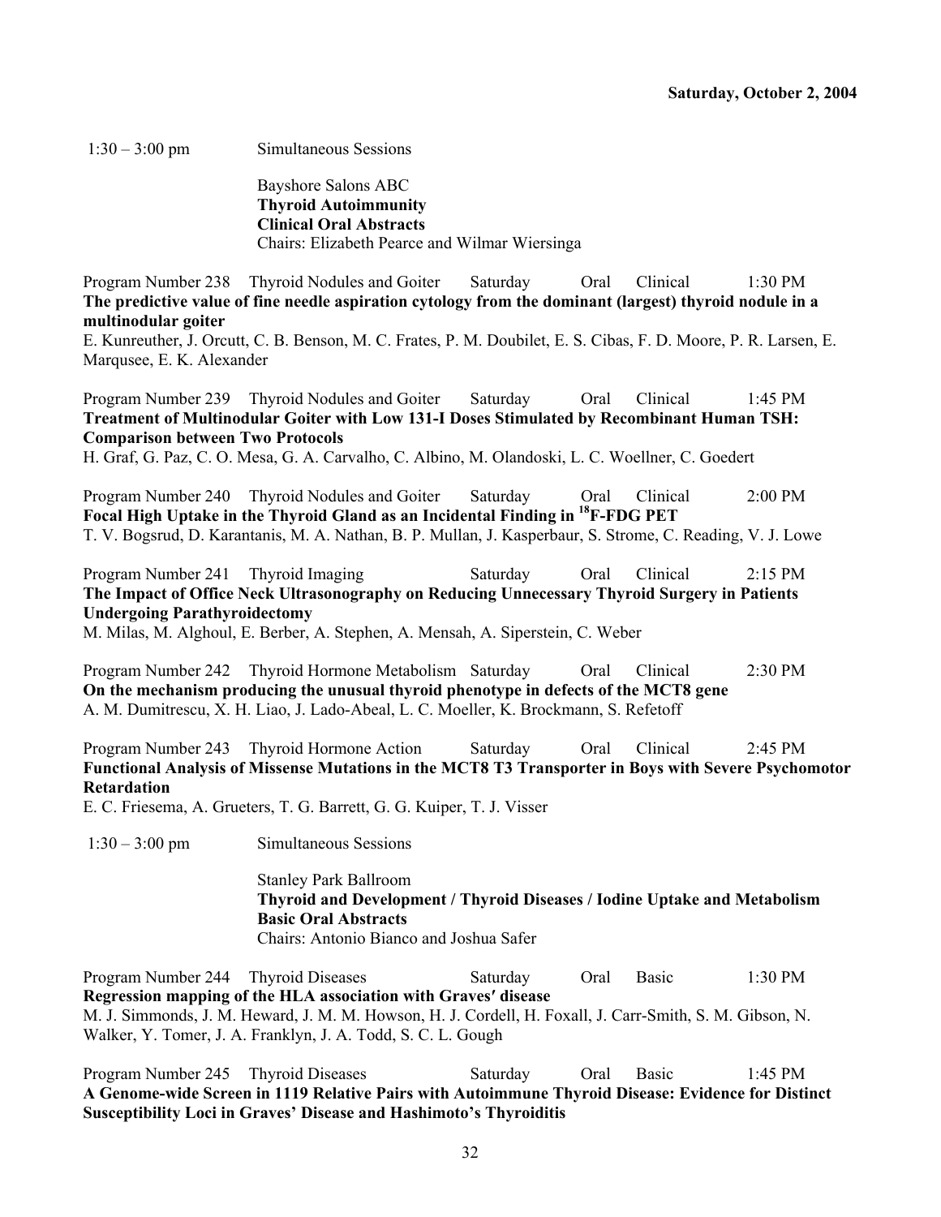**Saturday, October 2, 2004**

1:30 – 3:00 pm Simultaneous Sessions

Bayshore Salons ABC
**Thyroid Autoimmunity**
**Clinical Oral Abstracts**
Chairs: Elizabeth Pearce and Wilmar Wiersinga

Program Number 238 Thyroid Nodules and Goiter Saturday Oral Clinical 1:30 PM
**The predictive value of fine needle aspiration cytology from the dominant (largest) thyroid nodule in a multinodular goiter**
E. Kunreuther, J. Orcutt, C. B. Benson, M. C. Frates, P. M. Doubilet, E. S. Cibas, F. D. Moore, P. R. Larsen, E. Marqusee, E. K. Alexander

Program Number 239 Thyroid Nodules and Goiter Saturday Oral Clinical 1:45 PM
**Treatment of Multinodular Goiter with Low 131-I Doses Stimulated by Recombinant Human TSH: Comparison between Two Protocols**
H. Graf, G. Paz, C. O. Mesa, G. A. Carvalho, C. Albino, M. Olandoski, L. C. Woellner, C. Goedert

Program Number 240 Thyroid Nodules and Goiter Saturday Oral Clinical 2:00 PM
**Focal High Uptake in the Thyroid Gland as an Incidental Finding in $^{18}$F-FDG PET**
T. V. Bogsrud, D. Karantanis, M. A. Nathan, B. P. Mullan, J. Kasperbaur, S. Strome, C. Reading, V. J. Lowe

Program Number 241 Thyroid Imaging Saturday Oral Clinical 2:15 PM
**The Impact of Office Neck Ultrasonography on Reducing Unnecessary Thyroid Surgery in Patients Undergoing Parathyroidectomy**
M. Milas, M. Alghoul, E. Berber, A. Stephen, A. Mensah, A. Siperstein, C. Weber

Program Number 242 Thyroid Hormone Metabolism Saturday Oral Clinical 2:30 PM
**On the mechanism producing the unusual thyroid phenotype in defects of the MCT8 gene**
A. M. Dumitrescu, X. H. Liao, J. Lado-Abeal, L. C. Moeller, K. Brockmann, S. Refetoff

Program Number 243 Thyroid Hormone Action Saturday Oral Clinical 2:45 PM
**Functional Analysis of Missense Mutations in the MCT8 T3 Transporter in Boys with Severe Psychomotor Retardation**
E. C. Friesema, A. Grueters, T. G. Barrett, G. G. Kuiper, T. J. Visser

1:30 – 3:00 pm Simultaneous Sessions

Stanley Park Ballroom
**Thyroid and Development / Thyroid Diseases / Iodine Uptake and Metabolism**
**Basic Oral Abstracts**
Chairs: Antonio Bianco and Joshua Safer

Program Number 244 Thyroid Diseases Saturday Oral Basic 1:30 PM
**Regression mapping of the HLA association with Graves′ disease**
M. J. Simmonds, J. M. Heward, J. M. M. Howson, H. J. Cordell, H. Foxall, J. Carr-Smith, S. M. Gibson, N. Walker, Y. Tomer, J. A. Franklyn, J. A. Todd, S. C. L. Gough

Program Number 245 Thyroid Diseases Saturday Oral Basic 1:45 PM
**A Genome-wide Screen in 1119 Relative Pairs with Autoimmune Thyroid Disease: Evidence for Distinct Susceptibility Loci in Graves' Disease and Hashimoto's Thyroiditis**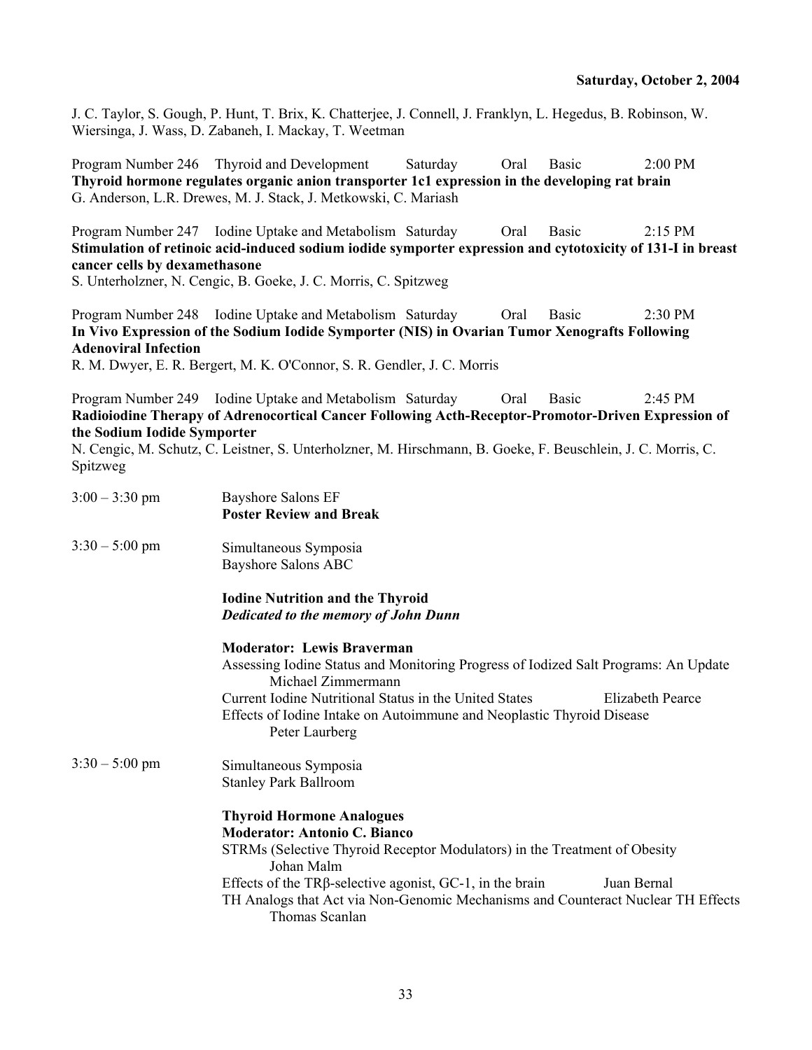**Saturday, October 2, 2004**

J. C. Taylor, S. Gough, P. Hunt, T. Brix, K. Chatterjee, J. Connell, J. Franklyn, L. Hegedus, B. Robinson, W. Wiersinga, J. Wass, D. Zabaneh, I. Mackay, T. Weetman

Program Number 246 Thyroid and Development Saturday Oral Basic 2:00 PM
**Thyroid hormone regulates organic anion transporter 1c1 expression in the developing rat brain**
G. Anderson, L.R. Drewes, M. J. Stack, J. Metkowski, C. Mariash

Program Number 247 Iodine Uptake and Metabolism Saturday Oral Basic 2:15 PM
**Stimulation of retinoic acid-induced sodium iodide symporter expression and cytotoxicity of 131-I in breast cancer cells by dexamethasone**
S. Unterholzner, N. Cengic, B. Goeke, J. C. Morris, C. Spitzweg

Program Number 248 Iodine Uptake and Metabolism Saturday Oral Basic 2:30 PM
**In Vivo Expression of the Sodium Iodide Symporter (NIS) in Ovarian Tumor Xenografts Following Adenoviral Infection**
R. M. Dwyer, E. R. Bergert, M. K. O'Connor, S. R. Gendler, J. C. Morris

Program Number 249 Iodine Uptake and Metabolism Saturday Oral Basic 2:45 PM
**Radioiodine Therapy of Adrenocortical Cancer Following Acth-Receptor-Promotor-Driven Expression of the Sodium Iodide Symporter**
N. Cengic, M. Schutz, C. Leistner, S. Unterholzner, M. Hirschmann, B. Goeke, F. Beuschlein, J. C. Morris, C. Spitzweg

3:00 – 3:30 pm Bayshore Salons EF
**Poster Review and Break**

3:30 – 5:00 pm Simultaneous Symposia
Bayshore Salons ABC

**Iodine Nutrition and the Thyroid**
***Dedicated to the memory of John Dunn***

**Moderator: Lewis Braverman**

Assessing Iodine Status and Monitoring Progress of Iodized Salt Programs: An Update
Michael Zimmermann

Current Iodine Nutritional Status in the United States Elizabeth Pearce

Effects of Iodine Intake on Autoimmune and Neoplastic Thyroid Disease
Peter Laurberg

3:30 – 5:00 pm Simultaneous Symposia
Stanley Park Ballroom

**Thyroid Hormone Analogues**
**Moderator: Antonio C. Bianco**

STRMs (Selective Thyroid Receptor Modulators) in the Treatment of Obesity
Johan Malm

Effects of the TRβ-selective agonist, GC-1, in the brain Juan Bernal

TH Analogs that Act via Non-Genomic Mechanisms and Counteract Nuclear TH Effects
Thomas Scanlan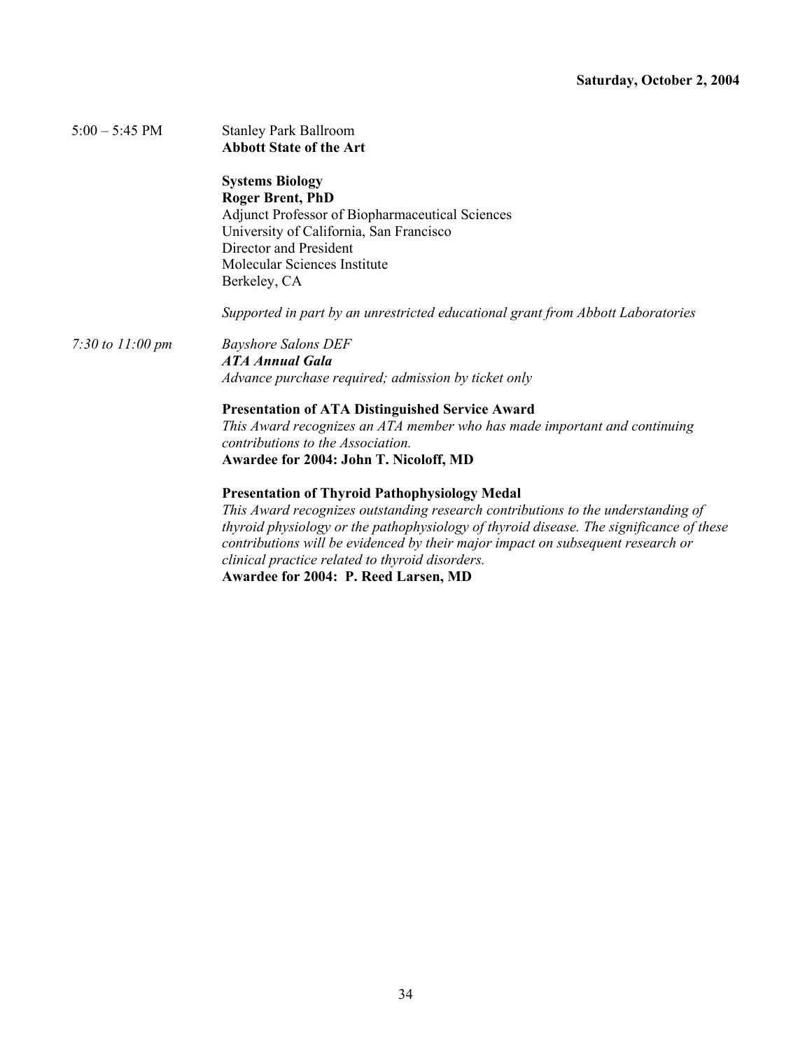**Saturday, October 2, 2004**

5:00 – 5:45 PM

Stanley Park Ballroom
**Abbott State of the Art**

**Systems Biology**
**Roger Brent, PhD**
Adjunct Professor of Biopharmaceutical Sciences
University of California, San Francisco
Director and President
Molecular Sciences Institute
Berkeley, CA

*Supported in part by an unrestricted educational grant from Abbott Laboratories*

*7:30 to 11:00 pm*

*Bayshore Salons DEF*
***ATA Annual Gala***
*Advance purchase required; admission by ticket only*

**Presentation of ATA Distinguished Service Award**
*This Award recognizes an ATA member who has made important and continuing contributions to the Association.*
**Awardee for 2004: John T. Nicoloff, MD**

**Presentation of Thyroid Pathophysiology Medal**
*This Award recognizes outstanding research contributions to the understanding of thyroid physiology or the pathophysiology of thyroid disease. The significance of these contributions will be evidenced by their major impact on subsequent research or clinical practice related to thyroid disorders.*
**Awardee for 2004: P. Reed Larsen, MD**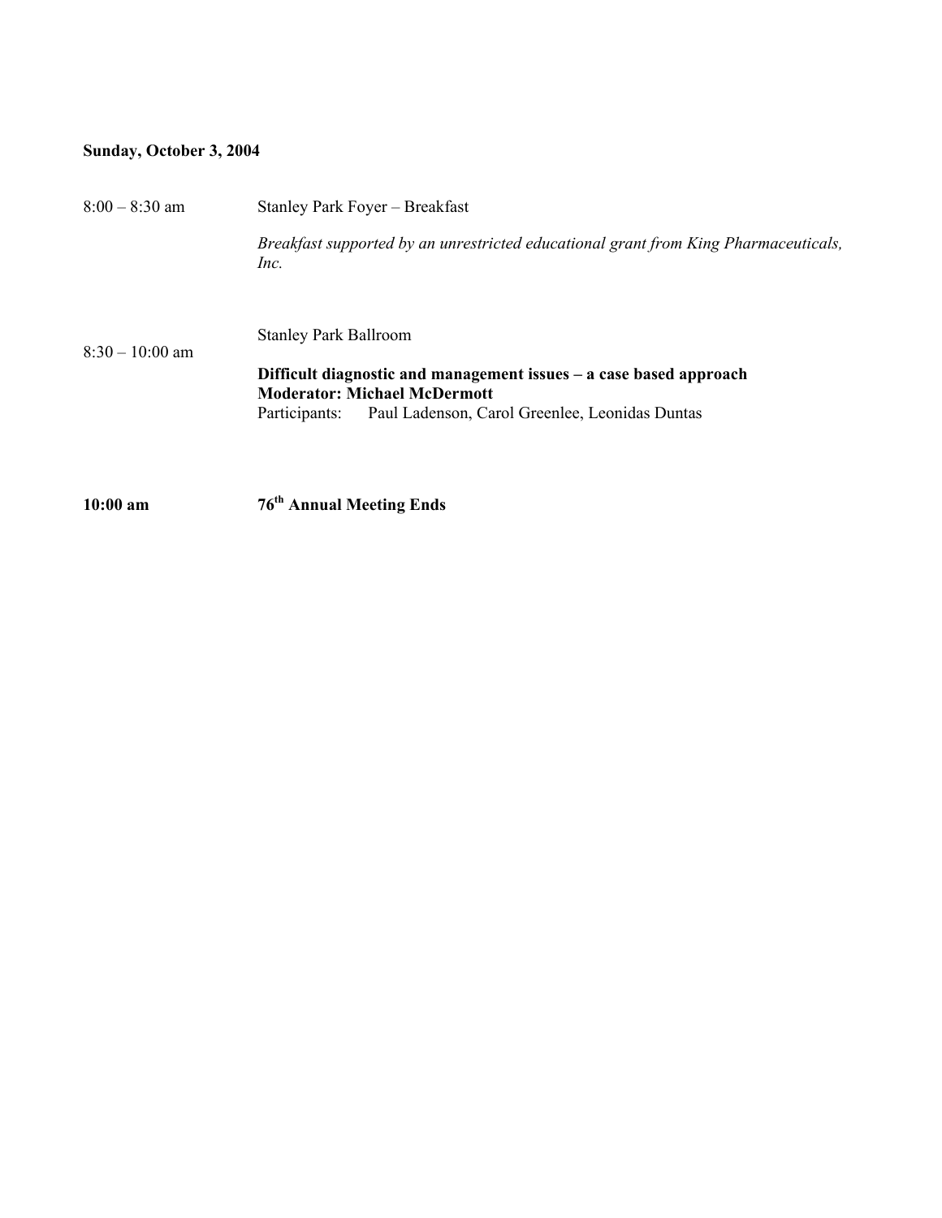**Sunday, October 3, 2004**

8:00 – 8:30 am Stanley Park Foyer – Breakfast

*Breakfast supported by an unrestricted educational grant from King Pharmaceuticals, Inc.*

8:30 – 10:00 am Stanley Park Ballroom

**Difficult diagnostic and management issues – a case based approach**
**Moderator: Michael McDermott**
Participants: Paul Ladenson, Carol Greenlee, Leonidas Duntas

**10:00 am 76th Annual Meeting Ends**